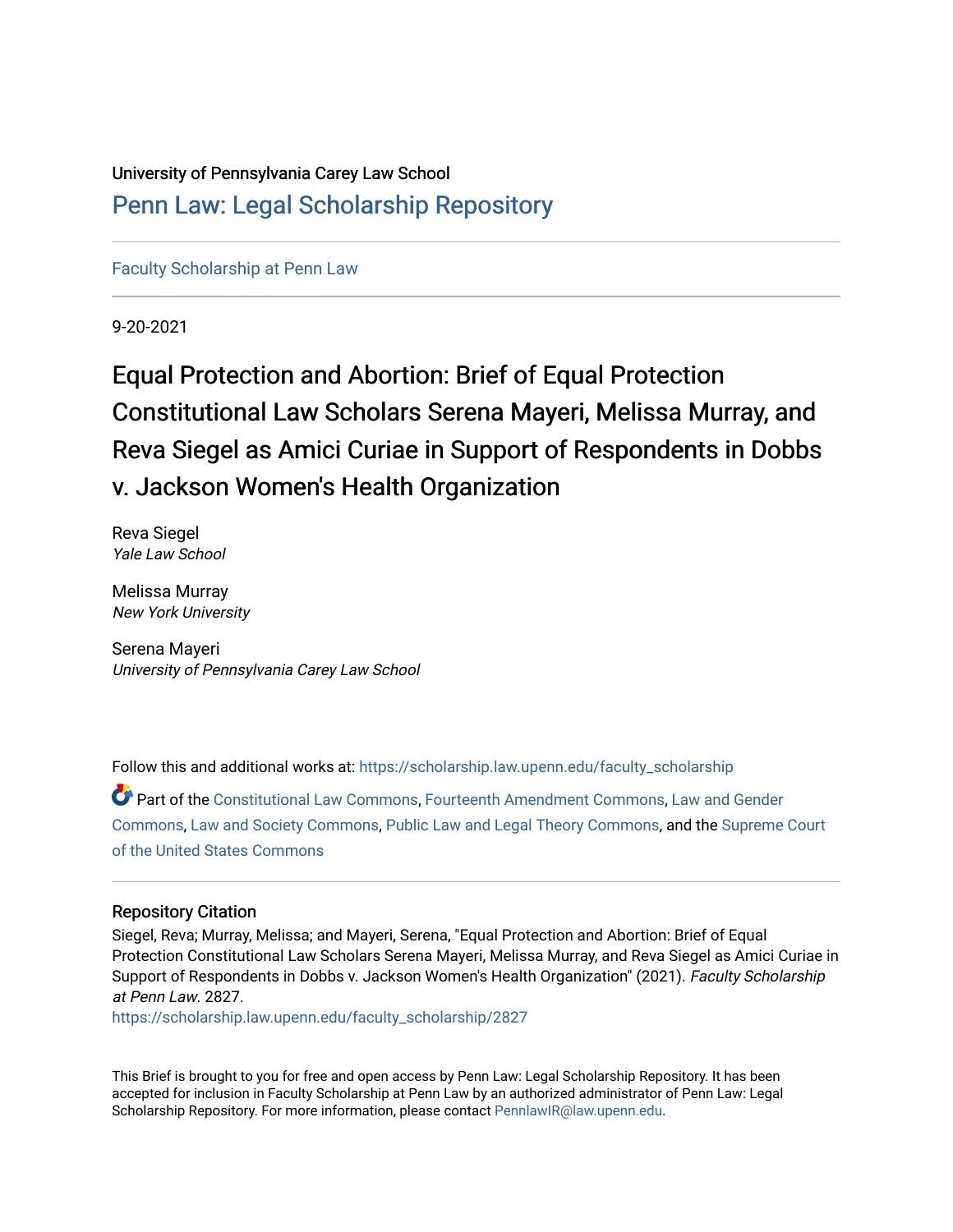University of Pennsylvania Carey Law School

# Penn Law: Legal Scholarship Repository

Faculty Scholarship at Penn Law

9-20-2021

# Equal Protection and Abortion: Brief of Equal Protection Constitutional Law Scholars Serena Mayeri, Melissa Murray, and Reva Siegel as Amici Curiae in Support of Respondents in Dobbs v. Jackson Women's Health Organization

Reva Siegel
*Yale Law School*

Melissa Murray
*New York University*

Serena Mayeri
*University of Pennsylvania Carey Law School*

Follow this and additional works at: https://scholarship.law.upenn.edu/faculty_scholarship

Part of the Constitutional Law Commons, Fourteenth Amendment Commons, Law and Gender Commons, Law and Society Commons, Public Law and Legal Theory Commons, and the Supreme Court of the United States Commons

## Repository Citation

Siegel, Reva; Murray, Melissa; and Mayeri, Serena, "Equal Protection and Abortion: Brief of Equal Protection Constitutional Law Scholars Serena Mayeri, Melissa Murray, and Reva Siegel as Amici Curiae in Support of Respondents in Dobbs v. Jackson Women's Health Organization" (2021). *Faculty Scholarship at Penn Law*. 2827.
https://scholarship.law.upenn.edu/faculty_scholarship/2827

This Brief is brought to you for free and open access by Penn Law: Legal Scholarship Repository. It has been accepted for inclusion in Faculty Scholarship at Penn Law by an authorized administrator of Penn Law: Legal Scholarship Repository. For more information, please contact PennlawIR@law.upenn.edu.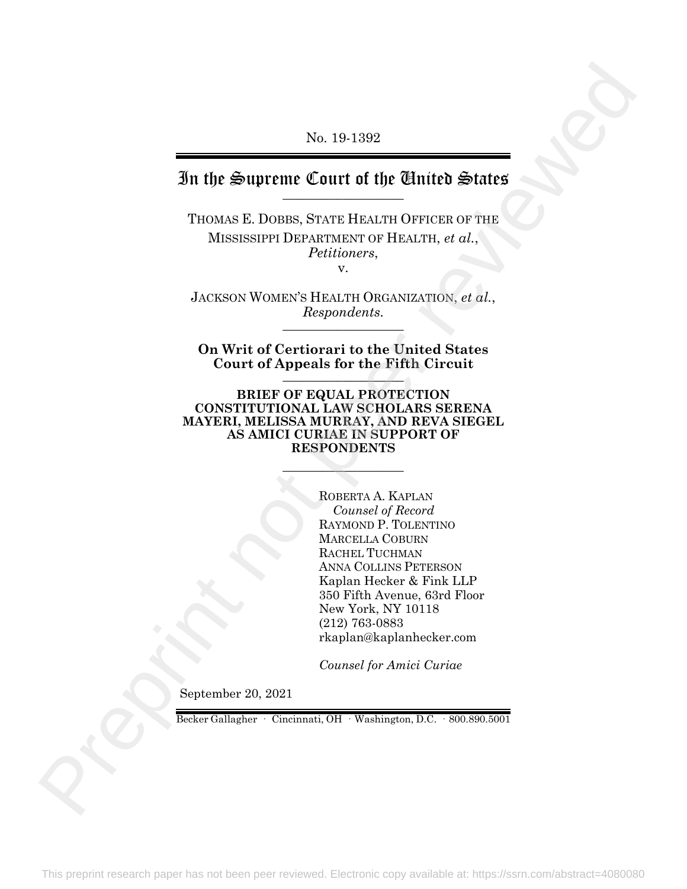No. 19-1392

# In the Supreme Court of the United States

THOMAS E. DOBBS, STATE HEALTH OFFICER OF THE MISSISSIPPI DEPARTMENT OF HEALTH, *et al.*,
*Petitioners*,
v.

JACKSON WOMEN'S HEALTH ORGANIZATION, *et al.*,
*Respondents.*

**On Writ of Certiorari to the United States Court of Appeals for the Fifth Circuit**

**BRIEF OF EQUAL PROTECTION CONSTITUTIONAL LAW SCHOLARS SERENA MAYERI, MELISSA MURRAY, AND REVA SIEGEL AS AMICI CURIAE IN SUPPORT OF RESPONDENTS**

ROBERTA A. KAPLAN
*Counsel of Record*
RAYMOND P. TOLENTINO
MARCELLA COBURN
RACHEL TUCHMAN
ANNA COLLINS PETERSON
Kaplan Hecker & Fink LLP
350 Fifth Avenue, 63rd Floor
New York, NY 10118
(212) 763-0883
rkaplan@kaplanhecker.com

*Counsel for Amici Curiae*

September 20, 2021

Becker Gallagher · Cincinnati, OH · Washington, D.C. · 800.890.5001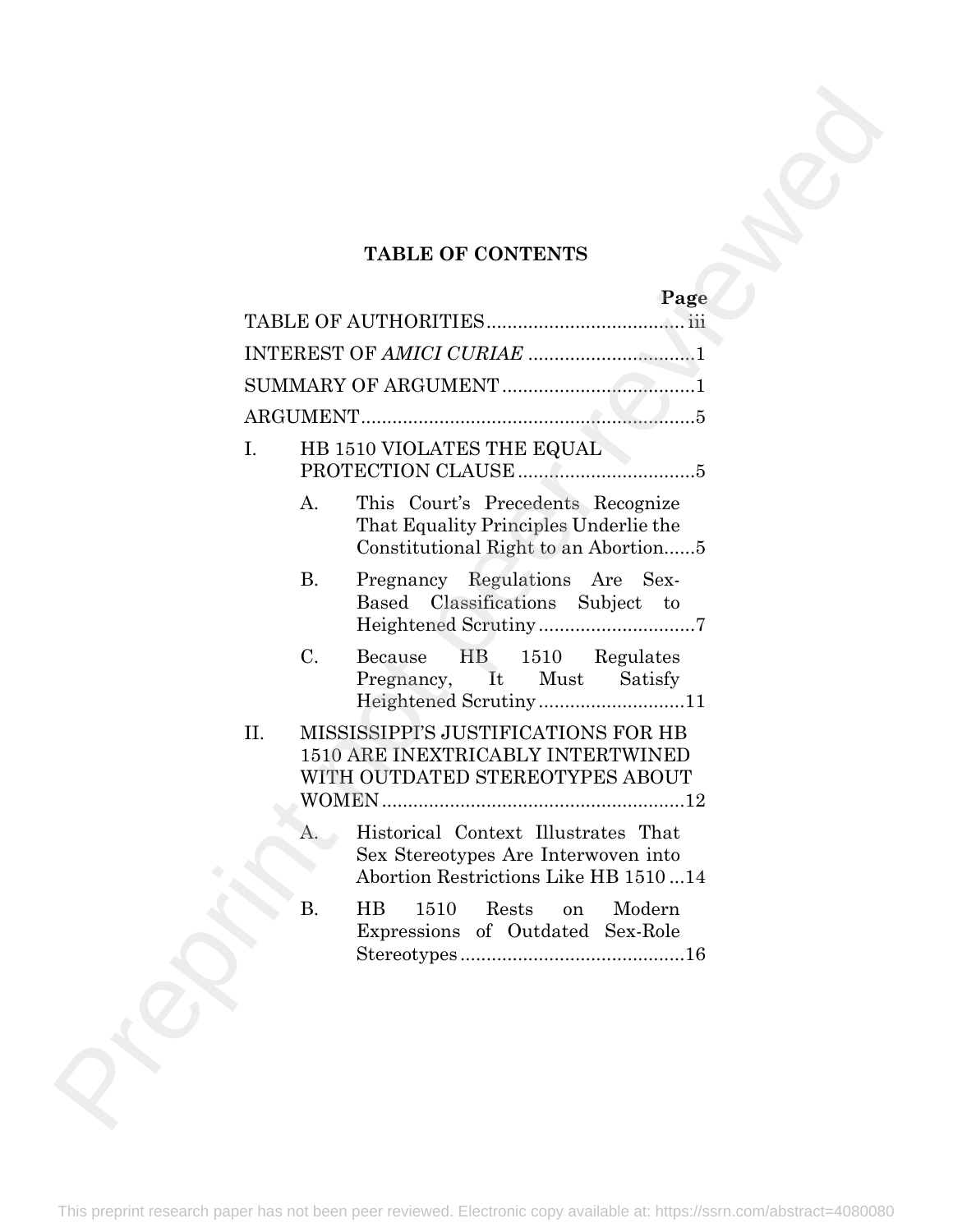# TABLE OF CONTENTS

| | Page |
|---|---|
| TABLE OF AUTHORITIES | iii |
| INTEREST OF *AMICI CURIAE* | 1 |
| SUMMARY OF ARGUMENT | 1 |
| ARGUMENT | 5 |
| I. HB 1510 VIOLATES THE EQUAL PROTECTION CLAUSE | 5 |
| A. This Court's Precedents Recognize That Equality Principles Underlie the Constitutional Right to an Abortion | 5 |
| B. Pregnancy Regulations Are Sex-Based Classifications Subject to Heightened Scrutiny | 7 |
| C. Because HB 1510 Regulates Pregnancy, It Must Satisfy Heightened Scrutiny | 11 |
| II. MISSISSIPPI'S JUSTIFICATIONS FOR HB 1510 ARE INEXTRICABLY INTERTWINED WITH OUTDATED STEREOTYPES ABOUT WOMEN | 12 |
| A. Historical Context Illustrates That Sex Stereotypes Are Interwoven into Abortion Restrictions Like HB 1510 | 14 |
| B. HB 1510 Rests on Modern Expressions of Outdated Sex-Role Stereotypes | 16 |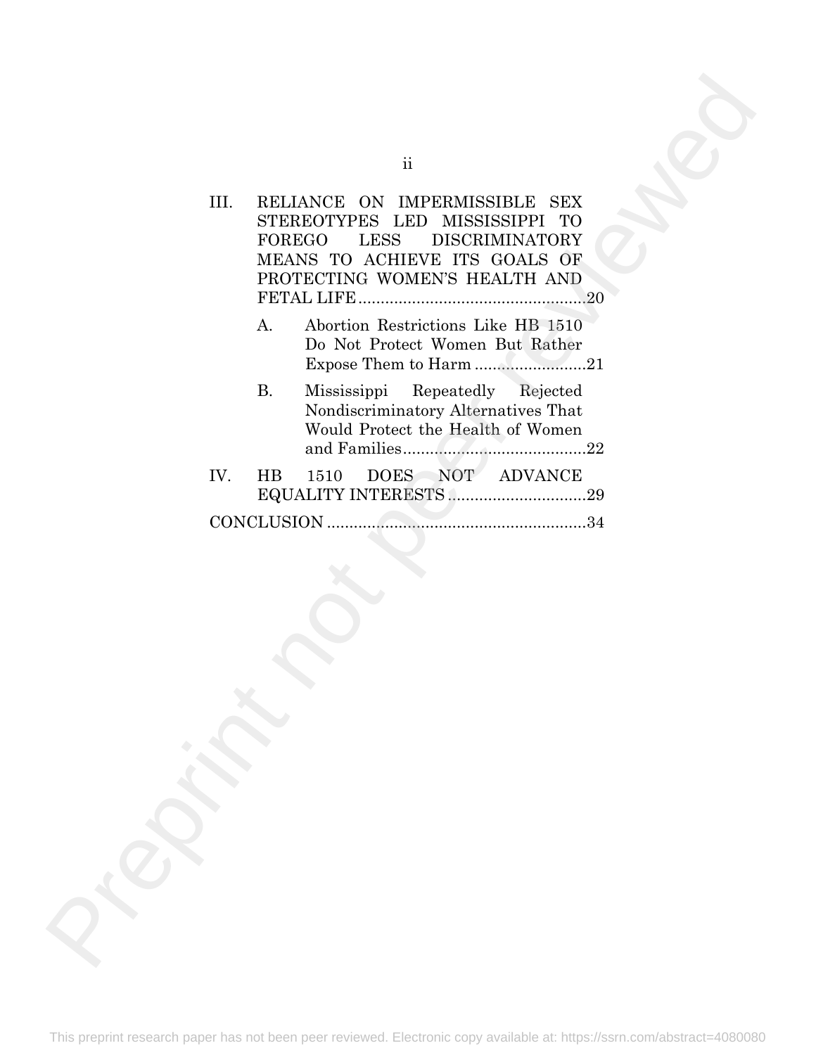III. RELIANCE ON IMPERMISSIBLE SEX STEREOTYPES LED MISSISSIPPI TO FOREGO LESS DISCRIMINATORY MEANS TO ACHIEVE ITS GOALS OF PROTECTING WOMEN'S HEALTH AND FETAL LIFE ....................................................20

- A. Abortion Restrictions Like HB 1510 Do Not Protect Women But Rather Expose Them to Harm .........................21
- B. Mississippi Repeatedly Rejected Nondiscriminatory Alternatives That Would Protect the Health of Women and Families.........................................22

IV. HB 1510 DOES NOT ADVANCE EQUALITY INTERESTS ...............................29

CONCLUSION ..........................................................34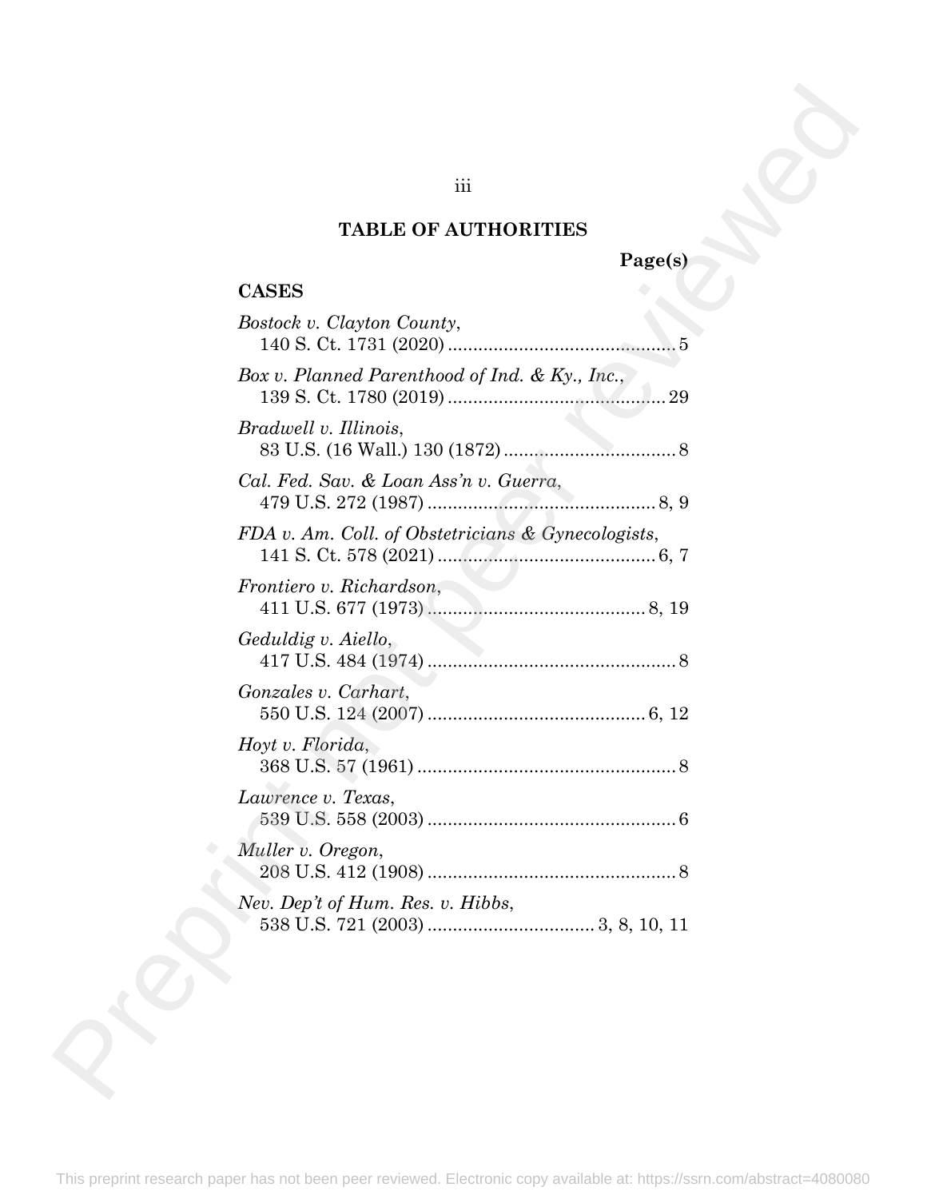## TABLE OF AUTHORITIES

**Page(s)**

### CASES

*Bostock v. Clayton County*,
140 S. Ct. 1731 (2020) ............................................ 5

*Box v. Planned Parenthood of Ind. & Ky., Inc.*,
139 S. Ct. 1780 (2019) .......................................... 29

*Bradwell v. Illinois*,
83 U.S. (16 Wall.) 130 (1872) .................................. 8

*Cal. Fed. Sav. & Loan Ass'n v. Guerra*,
479 U.S. 272 (1987) ............................................ 8, 9

*FDA v. Am. Coll. of Obstetricians & Gynecologists*,
141 S. Ct. 578 (2021) .......................................... 6, 7

*Frontiero v. Richardson*,
411 U.S. 677 (1973) .......................................... 8, 19

*Geduldig v. Aiello*,
417 U.S. 484 (1974) ................................................ 8

*Gonzales v. Carhart*,
550 U.S. 124 (2007) .......................................... 6, 12

*Hoyt v. Florida*,
368 U.S. 57 (1961) .................................................. 8

*Lawrence v. Texas*,
539 U.S. 558 (2003) ................................................ 6

*Muller v. Oregon*,
208 U.S. 412 (1908) ................................................ 8

*Nev. Dep't of Hum. Res. v. Hibbs*,
538 U.S. 721 (2003) ................................ 3, 8, 10, 11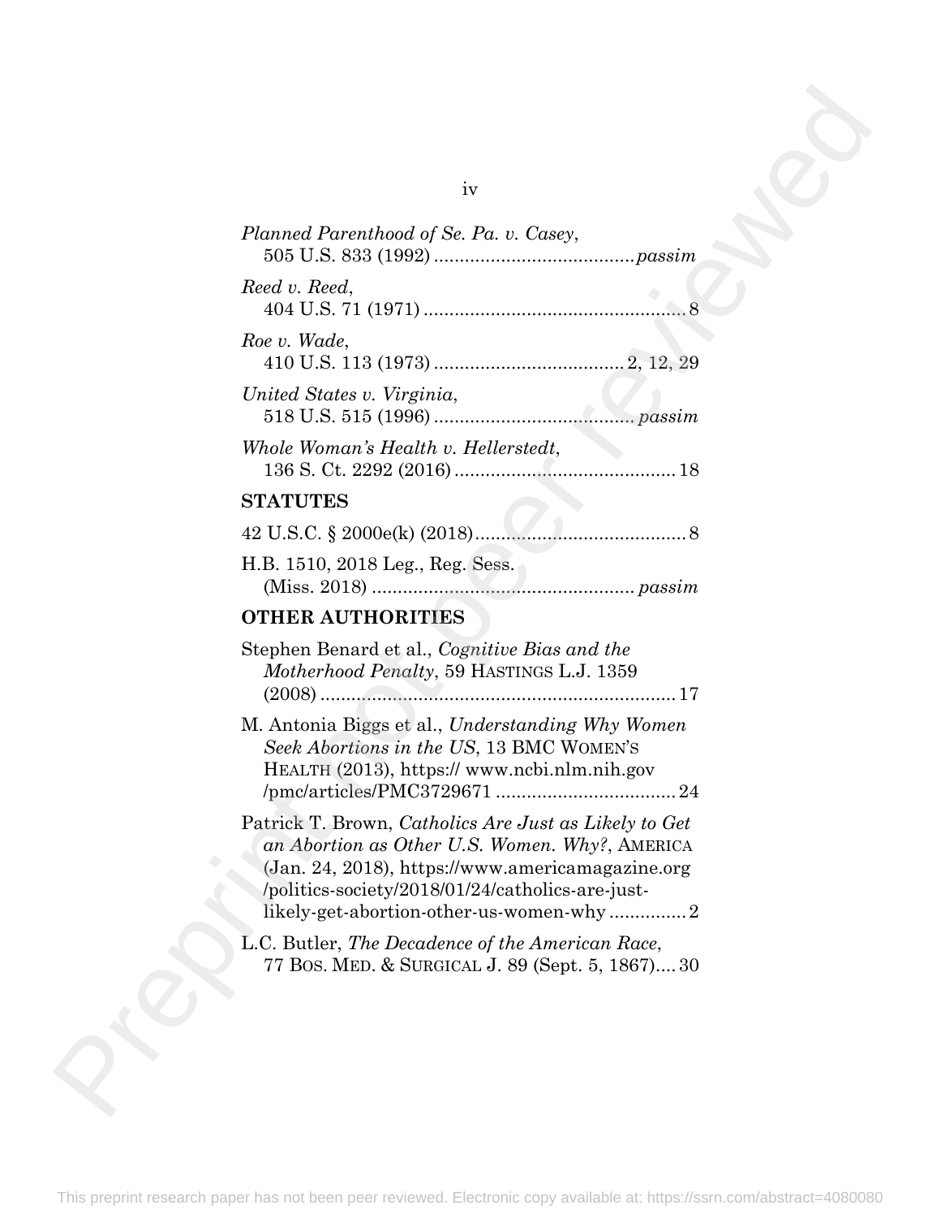*Planned Parenthood of Se. Pa. v. Casey*,
505 U.S. 833 (1992) ....................................... *passim*

*Reed v. Reed*,
404 U.S. 71 (1971) .................................................. 8

*Roe v. Wade*,
410 U.S. 113 (1973) ................................... 2, 12, 29

*United States v. Virginia*,
518 U.S. 515 (1996) ....................................... *passim*

*Whole Woman's Health v. Hellerstedt*,
136 S. Ct. 2292 (2016) .......................................... 18

**STATUTES**

42 U.S.C. § 2000e(k) (2018)......................................... 8

H.B. 1510, 2018 Leg., Reg. Sess.
(Miss. 2018) .................................................. *passim*

**OTHER AUTHORITIES**

Stephen Benard et al., *Cognitive Bias and the Motherhood Penalty*, 59 HASTINGS L.J. 1359 (2008) .................................................................... 17

M. Antonia Biggs et al., *Understanding Why Women Seek Abortions in the US*, 13 BMC WOMEN'S HEALTH (2013), https:// www.ncbi.nlm.nih.gov /pmc/articles/PMC3729671 .................................. 24

Patrick T. Brown, *Catholics Are Just as Likely to Get an Abortion as Other U.S. Women. Why?*, AMERICA (Jan. 24, 2018), https://www.americamagazine.org /politics-society/2018/01/24/catholics-are-just-likely-get-abortion-other-us-women-why ............... 2

L.C. Butler, *The Decadence of the American Race*, 77 BOS. MED. & SURGICAL J. 89 (Sept. 5, 1867).... 30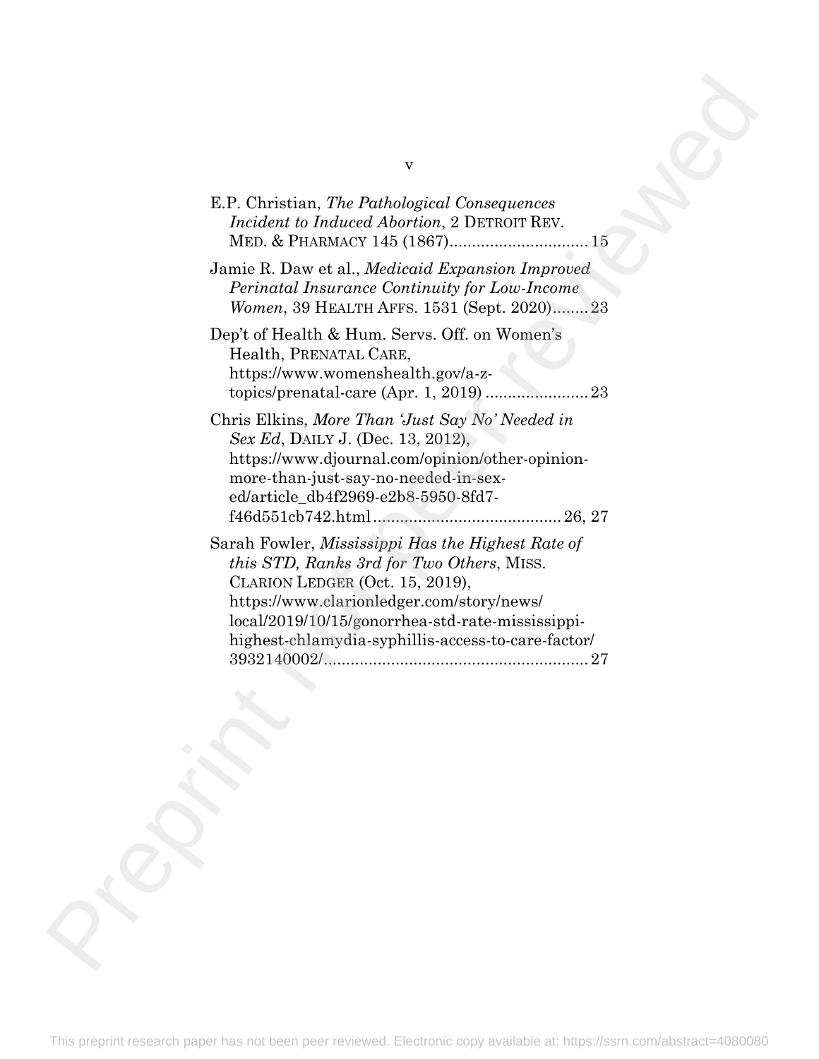E.P. Christian, *The Pathological Consequences Incident to Induced Abortion*, 2 DETROIT REV. MED. & PHARMACY 145 (1867)............................... 15

Jamie R. Daw et al., *Medicaid Expansion Improved Perinatal Insurance Continuity for Low-Income Women*, 39 HEALTH AFFS. 1531 (Sept. 2020)........ 23

Dep't of Health & Hum. Servs. Off. on Women's Health, PRENATAL CARE, https://www.womenshealth.gov/a-z-topics/prenatal-care (Apr. 1, 2019) ....................... 23

Chris Elkins, *More Than 'Just Say No' Needed in Sex Ed*, DAILY J. (Dec. 13, 2012), https://www.djournal.com/opinion/other-opinion-more-than-just-say-no-needed-in-sex-ed/article_db4f2969-e2b8-5950-8fd7-f46d551cb742.html.......................................... 26, 27

Sarah Fowler, *Mississippi Has the Highest Rate of this STD, Ranks 3rd for Two Others*, MISS. CLARION LEDGER (Oct. 15, 2019), https://www.clarionledger.com/story/news/local/2019/10/15/gonorrhea-std-rate-mississippi-highest-chlamydia-syphillis-access-to-care-factor/3932140002/........................................................... 27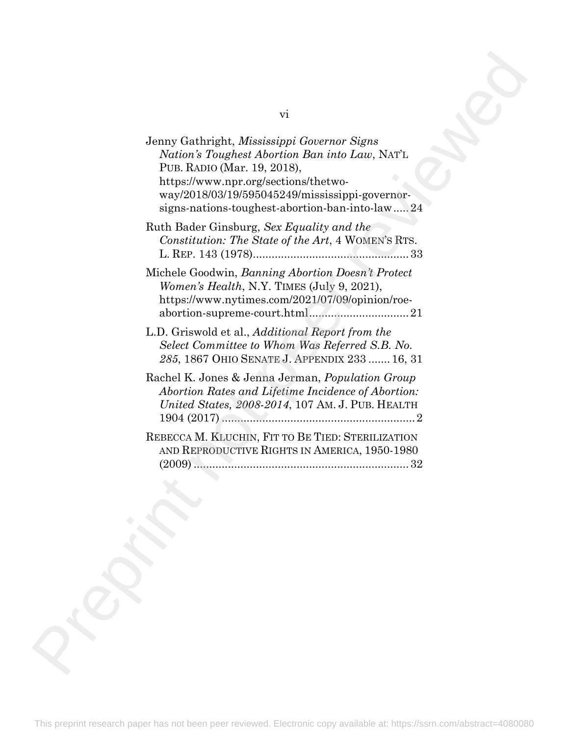Jenny Gathright, *Mississippi Governor Signs Nation's Toughest Abortion Ban into Law*, NAT'L PUB. RADIO (Mar. 19, 2018), https://www.npr.org/sections/thetwo-way/2018/03/19/595045249/mississippi-governor-signs-nations-toughest-abortion-ban-into-law ..... 24

Ruth Bader Ginsburg, *Sex Equality and the Constitution: The State of the Art*, 4 WOMEN'S RTS. L. REP. 143 (1978) ..... 33

Michele Goodwin, *Banning Abortion Doesn't Protect Women's Health*, N.Y. TIMES (July 9, 2021), https://www.nytimes.com/2021/07/09/opinion/roe-abortion-supreme-court.html ..... 21

L.D. Griswold et al., *Additional Report from the Select Committee to Whom Was Referred S.B. No. 285*, 1867 OHIO SENATE J. APPENDIX 233 ..... 16, 31

Rachel K. Jones & Jenna Jerman, *Population Group Abortion Rates and Lifetime Incidence of Abortion: United States, 2008-2014*, 107 AM. J. PUB. HEALTH 1904 (2017) ..... 2

REBECCA M. KLUCHIN, FIT TO BE TIED: STERILIZATION AND REPRODUCTIVE RIGHTS IN AMERICA, 1950-1980 (2009) ..... 32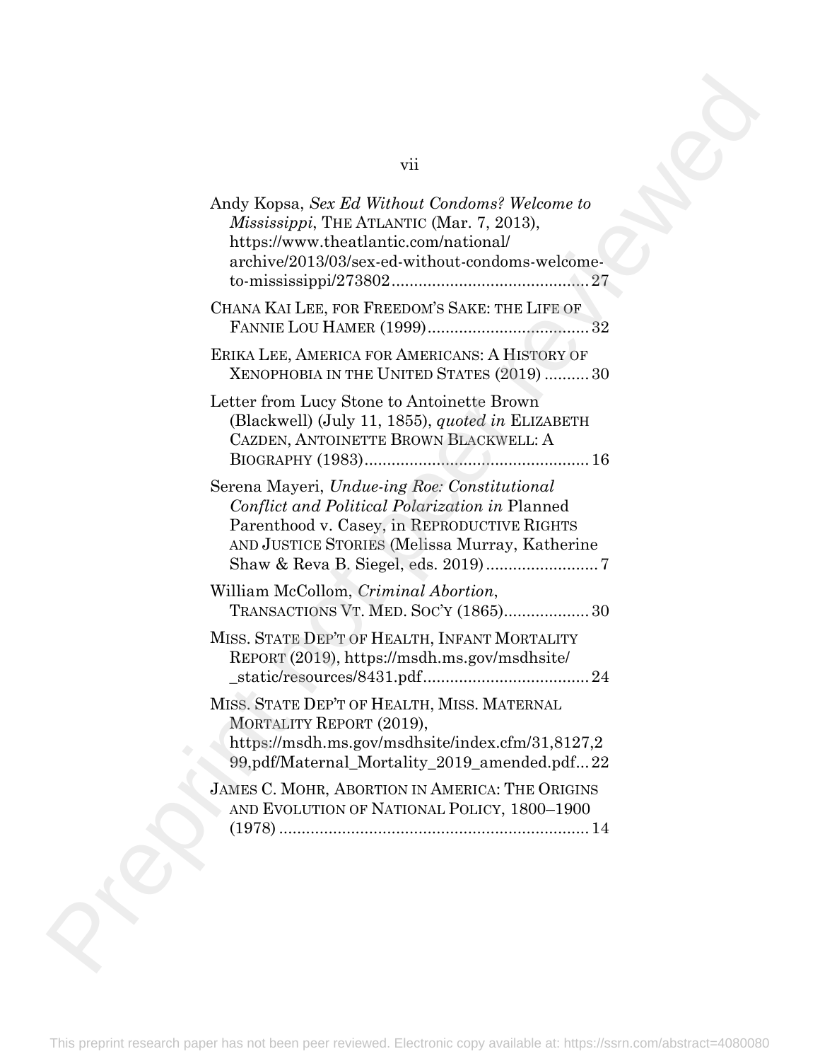Andy Kopsa, *Sex Ed Without Condoms? Welcome to Mississippi*, THE ATLANTIC (Mar. 7, 2013), https://www.theatlantic.com/national/archive/2013/03/sex-ed-without-condoms-welcome-to-mississippi/273802 ........................................... 27

CHANA KAI LEE, FOR FREEDOM'S SAKE: THE LIFE OF FANNIE LOU HAMER (1999) .................................... 32

ERIKA LEE, AMERICA FOR AMERICANS: A HISTORY OF XENOPHOBIA IN THE UNITED STATES (2019) .......... 30

Letter from Lucy Stone to Antoinette Brown (Blackwell) (July 11, 1855), *quoted in* ELIZABETH CAZDEN, ANTOINETTE BROWN BLACKWELL: A BIOGRAPHY (1983) .................................................. 16

Serena Mayeri, *Undue-ing Roe: Constitutional Conflict and Political Polarization in* Planned Parenthood v. Casey, in REPRODUCTIVE RIGHTS AND JUSTICE STORIES (Melissa Murray, Katherine Shaw & Reva B. Siegel, eds. 2019) ......................... 7

William McCollom, *Criminal Abortion*, TRANSACTIONS VT. MED. SOC'Y (1865) ................... 30

MISS. STATE DEP'T OF HEALTH, INFANT MORTALITY REPORT (2019), https://msdh.ms.gov/msdhsite/_static/resources/8431.pdf ..................................... 24

MISS. STATE DEP'T OF HEALTH, MISS. MATERNAL MORTALITY REPORT (2019), https://msdh.ms.gov/msdhsite/index.cfm/31,8127,299,pdf/Maternal_Mortality_2019_amended.pdf... 22

JAMES C. MOHR, ABORTION IN AMERICA: THE ORIGINS AND EVOLUTION OF NATIONAL POLICY, 1800–1900 (1978) ..................................................................... 14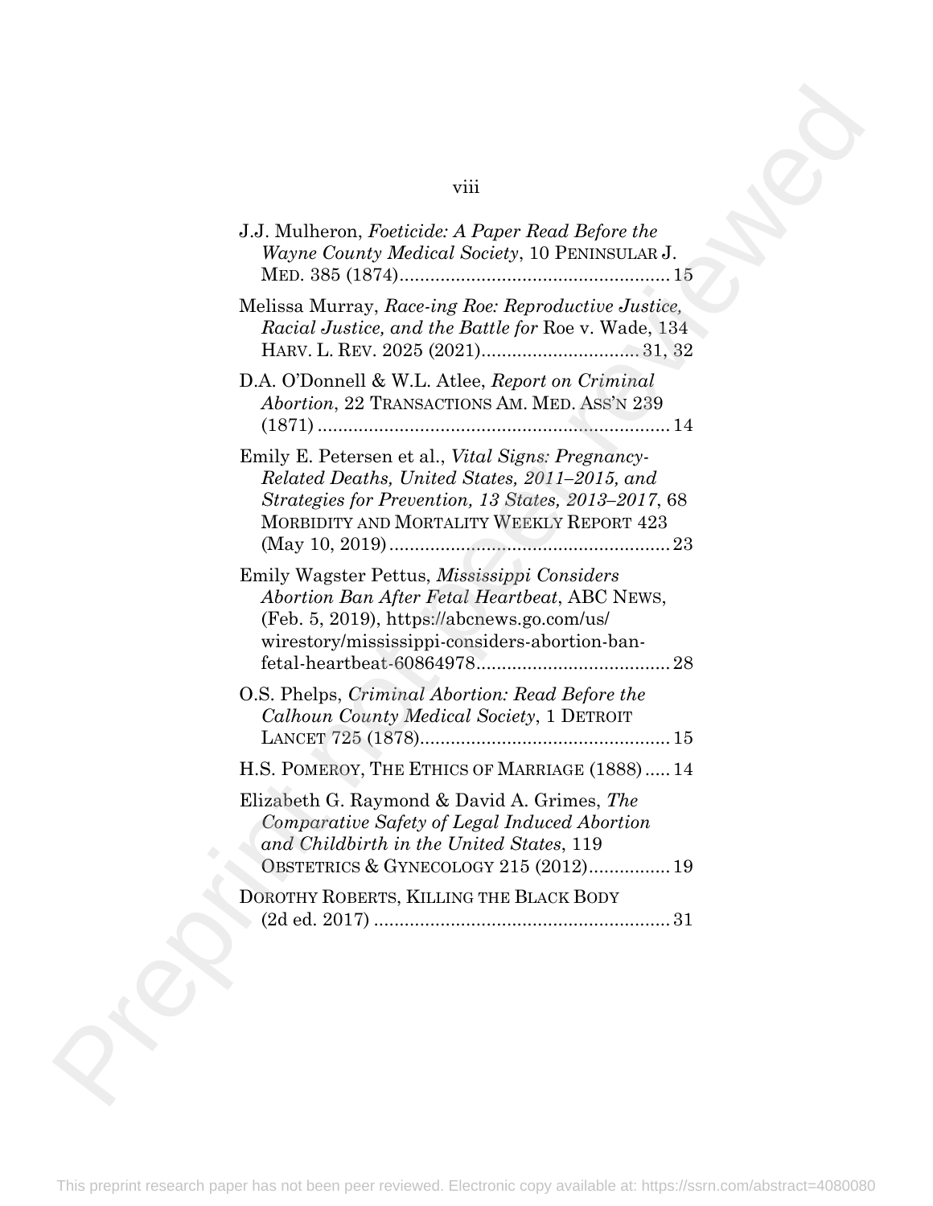J.J. Mulheron, *Foeticide: A Paper Read Before the Wayne County Medical Society*, 10 PENINSULAR J. MED. 385 (1874).................................................... 15

Melissa Murray, *Race-ing Roe: Reproductive Justice, Racial Justice, and the Battle for* Roe v. Wade, 134 HARV. L. REV. 2025 (2021).............................. 31, 32

D.A. O'Donnell & W.L. Atlee, *Report on Criminal Abortion*, 22 TRANSACTIONS AM. MED. ASS'N 239 (1871) .................................................................... 14

Emily E. Petersen et al., *Vital Signs: Pregnancy-Related Deaths, United States, 2011–2015, and Strategies for Prevention, 13 States, 2013–2017*, 68 MORBIDITY AND MORTALITY WEEKLY REPORT 423 (May 10, 2019)...................................................... 23

Emily Wagster Pettus, *Mississippi Considers Abortion Ban After Fetal Heartbeat*, ABC NEWS, (Feb. 5, 2019), https://abcnews.go.com/us/wirestory/mississippi-considers-abortion-ban-fetal-heartbeat-60864978..................................... 28

O.S. Phelps, *Criminal Abortion: Read Before the Calhoun County Medical Society*, 1 DETROIT LANCET 725 (1878)................................................ 15

H.S. POMEROY, THE ETHICS OF MARRIAGE (1888)..... 14

Elizabeth G. Raymond & David A. Grimes, *The Comparative Safety of Legal Induced Abortion and Childbirth in the United States*, 119 OBSTETRICS & GYNECOLOGY 215 (2012)................ 19

DOROTHY ROBERTS, KILLING THE BLACK BODY (2d ed. 2017) ......................................................... 31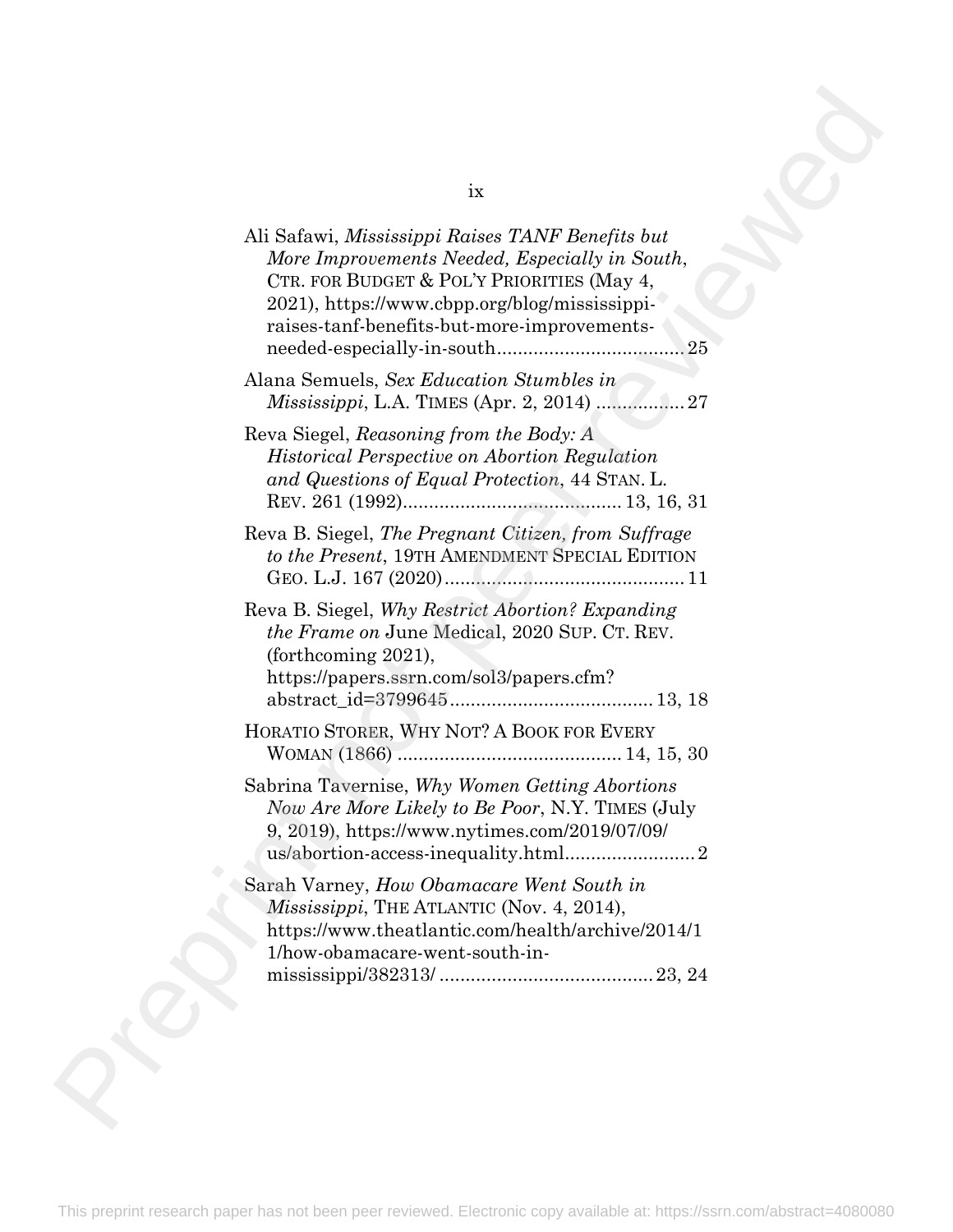Ali Safawi, *Mississippi Raises TANF Benefits but More Improvements Needed, Especially in South*, CTR. FOR BUDGET & POL'Y PRIORITIES (May 4, 2021), https://www.cbpp.org/blog/mississippi-raises-tanf-benefits-but-more-improvements-needed-especially-in-south.................................. 25

Alana Semuels, *Sex Education Stumbles in Mississippi*, L.A. TIMES (Apr. 2, 2014) ................. 27

Reva Siegel, *Reasoning from the Body: A Historical Perspective on Abortion Regulation and Questions of Equal Protection*, 44 STAN. L. REV. 261 (1992).......................................... 13, 16, 31

Reva B. Siegel, *The Pregnant Citizen, from Suffrage to the Present*, 19TH AMENDMENT SPECIAL EDITION GEO. L.J. 167 (2020)............................................. 11

Reva B. Siegel, *Why Restrict Abortion? Expanding the Frame on* June Medical, 2020 SUP. CT. REV. (forthcoming 2021), https://papers.ssrn.com/sol3/papers.cfm?abstract_id=3799645...................................... 13, 18

HORATIO STORER, WHY NOT? A BOOK FOR EVERY WOMAN (1866) .......................................... 14, 15, 30

Sabrina Tavernise, *Why Women Getting Abortions Now Are More Likely to Be Poor*, N.Y. TIMES (July 9, 2019), https://www.nytimes.com/2019/07/09/us/abortion-access-inequality.html......................... 2

Sarah Varney, *How Obamacare Went South in Mississippi*, THE ATLANTIC (Nov. 4, 2014), https://www.theatlantic.com/health/archive/2014/11/how-obamacare-went-south-in-mississippi/382313/ ......................................... 23, 24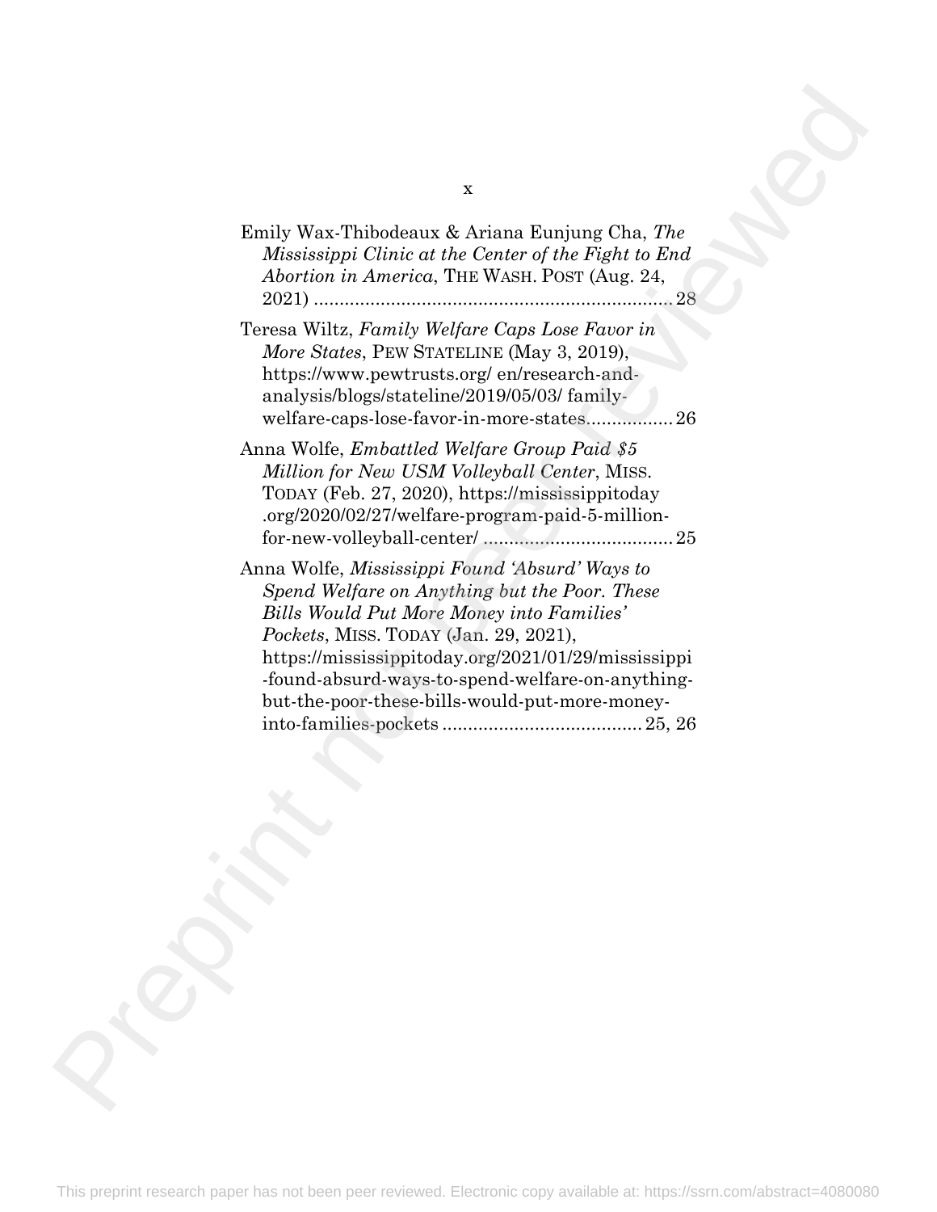Emily Wax-Thibodeaux & Ariana Eunjung Cha, *The Mississippi Clinic at the Center of the Fight to End Abortion in America*, THE WASH. POST (Aug. 24, 2021) ..................................................................... 28

Teresa Wiltz, *Family Welfare Caps Lose Favor in More States*, PEW STATELINE (May 3, 2019), https://www.pewtrusts.org/ en/research-and-analysis/blogs/stateline/2019/05/03/ family-welfare-caps-lose-favor-in-more-states................. 26

Anna Wolfe, *Embattled Welfare Group Paid $5 Million for New USM Volleyball Center*, MISS. TODAY (Feb. 27, 2020), https://mississippitoday .org/2020/02/27/welfare-program-paid-5-million-for-new-volleyball-center/ ..................................... 25

Anna Wolfe, *Mississippi Found 'Absurd' Ways to Spend Welfare on Anything but the Poor. These Bills Would Put More Money into Families' Pockets*, MISS. TODAY (Jan. 29, 2021), https://mississippitoday.org/2021/01/29/mississippi -found-absurd-ways-to-spend-welfare-on-anything-but-the-poor-these-bills-would-put-more-money-into-families-pockets ....................................... 25, 26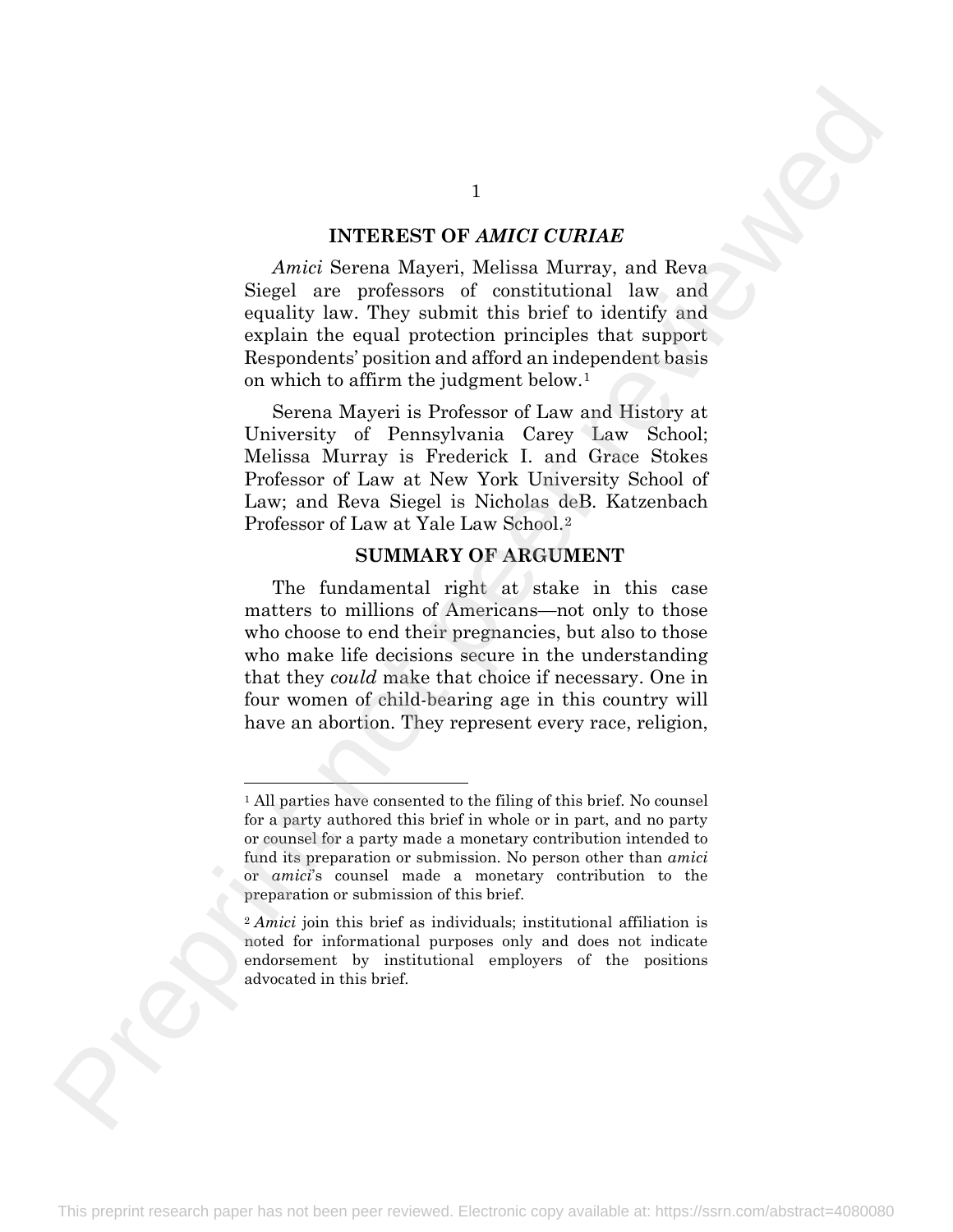## INTEREST OF *AMICI CURIAE*

*Amici* Serena Mayeri, Melissa Murray, and Reva Siegel are professors of constitutional law and equality law. They submit this brief to identify and explain the equal protection principles that support Respondents' position and afford an independent basis on which to affirm the judgment below.[1]

Serena Mayeri is Professor of Law and History at University of Pennsylvania Carey Law School; Melissa Murray is Frederick I. and Grace Stokes Professor of Law at New York University School of Law; and Reva Siegel is Nicholas deB. Katzenbach Professor of Law at Yale Law School.[2]

## SUMMARY OF ARGUMENT

The fundamental right at stake in this case matters to millions of Americans—not only to those who choose to end their pregnancies, but also to those who make life decisions secure in the understanding that they *could* make that choice if necessary. One in four women of child-bearing age in this country will have an abortion. They represent every race, religion,

---

[1] All parties have consented to the filing of this brief. No counsel for a party authored this brief in whole or in part, and no party or counsel for a party made a monetary contribution intended to fund its preparation or submission. No person other than *amici* or *amici*'s counsel made a monetary contribution to the preparation or submission of this brief.

[2] *Amici* join this brief as individuals; institutional affiliation is noted for informational purposes only and does not indicate endorsement by institutional employers of the positions advocated in this brief.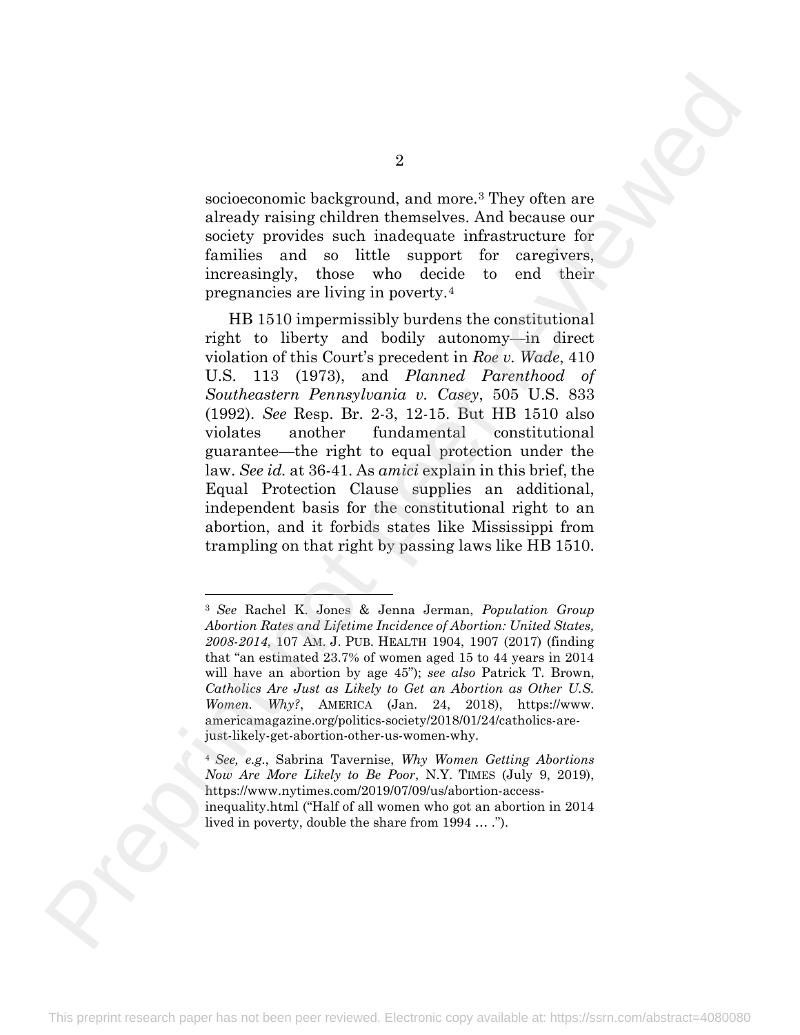socioeconomic background, and more.[3] They often are already raising children themselves. And because our society provides such inadequate infrastructure for families and so little support for caregivers, increasingly, those who decide to end their pregnancies are living in poverty.[4]

HB 1510 impermissibly burdens the constitutional right to liberty and bodily autonomy—in direct violation of this Court's precedent in *Roe v. Wade*, 410 U.S. 113 (1973), and *Planned Parenthood of Southeastern Pennsylvania v. Casey*, 505 U.S. 833 (1992). *See* Resp. Br. 2-3, 12-15. But HB 1510 also violates another fundamental constitutional guarantee—the right to equal protection under the law. *See id.* at 36-41. As *amici* explain in this brief, the Equal Protection Clause supplies an additional, independent basis for the constitutional right to an abortion, and it forbids states like Mississippi from trampling on that right by passing laws like HB 1510.

---

[3] *See* Rachel K. Jones & Jenna Jerman, *Population Group Abortion Rates and Lifetime Incidence of Abortion: United States, 2008-2014*, 107 AM. J. PUB. HEALTH 1904, 1907 (2017) (finding that "an estimated 23.7% of women aged 15 to 44 years in 2014 will have an abortion by age 45"); *see also* Patrick T. Brown, *Catholics Are Just as Likely to Get an Abortion as Other U.S. Women. Why?*, AMERICA (Jan. 24, 2018), https://www.americamagazine.org/politics-society/2018/01/24/catholics-are-just-likely-get-abortion-other-us-women-why.

[4] *See, e.g.*, Sabrina Tavernise, *Why Women Getting Abortions Now Are More Likely to Be Poor*, N.Y. TIMES (July 9, 2019), https://www.nytimes.com/2019/07/09/us/abortion-access-inequality.html ("Half of all women who got an abortion in 2014 lived in poverty, double the share from 1994 … .").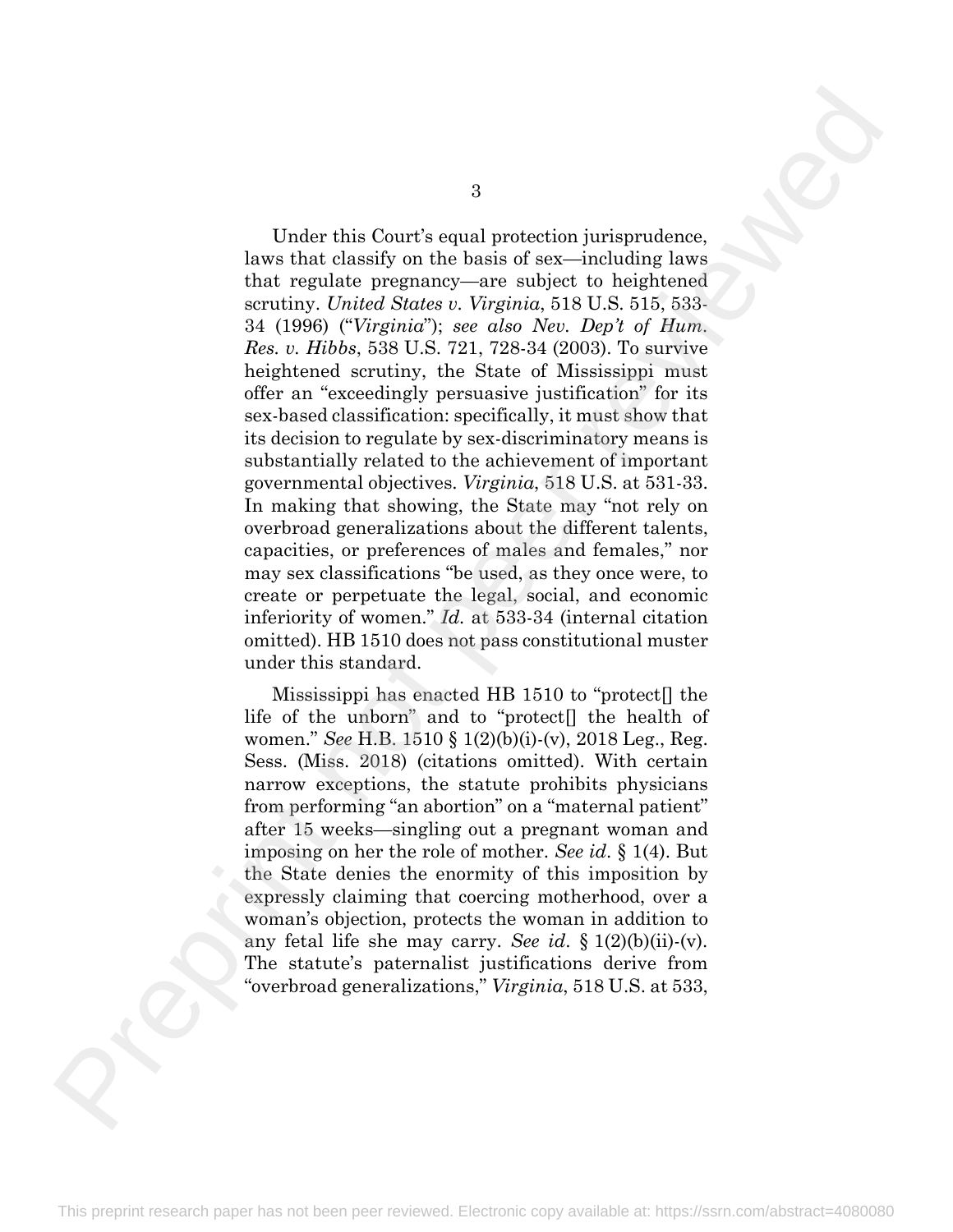Under this Court's equal protection jurisprudence, laws that classify on the basis of sex—including laws that regulate pregnancy—are subject to heightened scrutiny. *United States v. Virginia*, 518 U.S. 515, 533-34 (1996) ("*Virginia*"); *see also Nev. Dep't of Hum. Res. v. Hibbs*, 538 U.S. 721, 728-34 (2003). To survive heightened scrutiny, the State of Mississippi must offer an "exceedingly persuasive justification" for its sex-based classification: specifically, it must show that its decision to regulate by sex-discriminatory means is substantially related to the achievement of important governmental objectives. *Virginia*, 518 U.S. at 531-33. In making that showing, the State may "not rely on overbroad generalizations about the different talents, capacities, or preferences of males and females," nor may sex classifications "be used, as they once were, to create or perpetuate the legal, social, and economic inferiority of women." *Id.* at 533-34 (internal citation omitted). HB 1510 does not pass constitutional muster under this standard.

Mississippi has enacted HB 1510 to "protect[] the life of the unborn" and to "protect[] the health of women." *See* H.B. 1510 § 1(2)(b)(i)-(v), 2018 Leg., Reg. Sess. (Miss. 2018) (citations omitted). With certain narrow exceptions, the statute prohibits physicians from performing "an abortion" on a "maternal patient" after 15 weeks—singling out a pregnant woman and imposing on her the role of mother. *See id.* § 1(4). But the State denies the enormity of this imposition by expressly claiming that coercing motherhood, over a woman's objection, protects the woman in addition to any fetal life she may carry. *See id.* § 1(2)(b)(ii)-(v). The statute's paternalist justifications derive from "overbroad generalizations," *Virginia*, 518 U.S. at 533,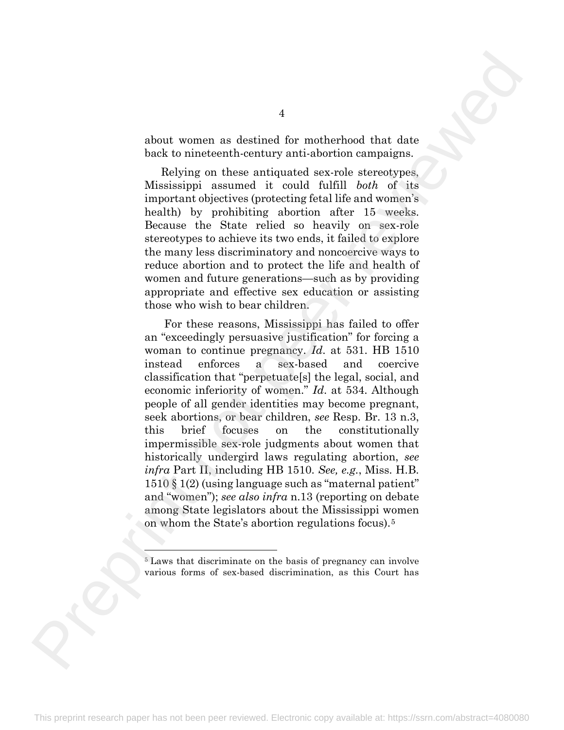about women as destined for motherhood that date back to nineteenth-century anti-abortion campaigns.

Relying on these antiquated sex-role stereotypes, Mississippi assumed it could fulfill *both* of its important objectives (protecting fetal life and women's health) by prohibiting abortion after 15 weeks. Because the State relied so heavily on sex-role stereotypes to achieve its two ends, it failed to explore the many less discriminatory and noncoercive ways to reduce abortion and to protect the life and health of women and future generations—such as by providing appropriate and effective sex education or assisting those who wish to bear children.

For these reasons, Mississippi has failed to offer an "exceedingly persuasive justification" for forcing a woman to continue pregnancy. *Id.* at 531. HB 1510 instead enforces a sex-based and coercive classification that "perpetuate[s] the legal, social, and economic inferiority of women." *Id.* at 534. Although people of all gender identities may become pregnant, seek abortions, or bear children, *see* Resp. Br. 13 n.3, this brief focuses on the constitutionally impermissible sex-role judgments about women that historically undergird laws regulating abortion, *see infra* Part II, including HB 1510. *See, e.g.*, Miss. H.B. 1510 § 1(2) (using language such as "maternal patient" and "women"); *see also infra* n.13 (reporting on debate among State legislators about the Mississippi women on whom the State's abortion regulations focus).[5]

[5] Laws that discriminate on the basis of pregnancy can involve various forms of sex-based discrimination, as this Court has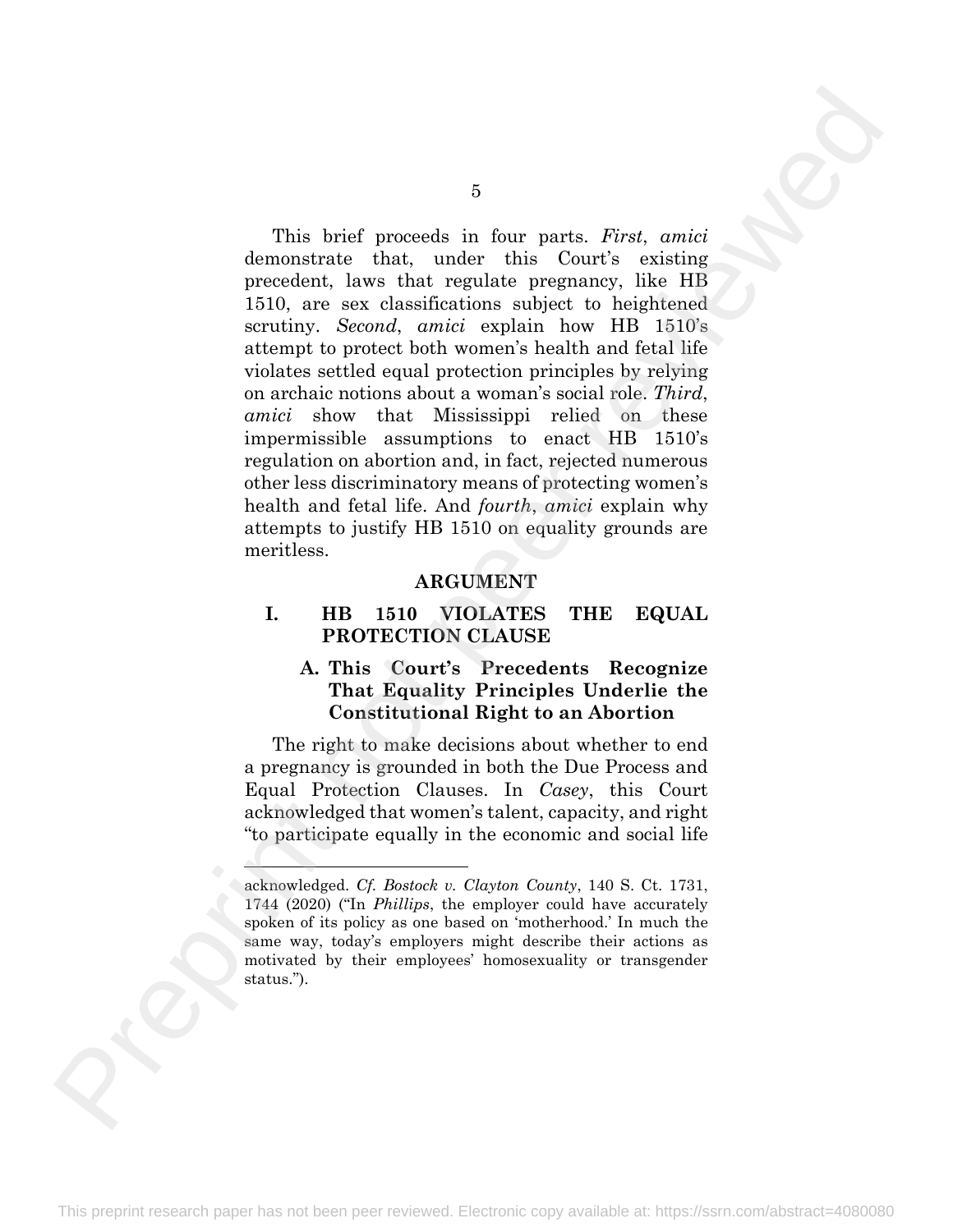This brief proceeds in four parts. *First*, *amici* demonstrate that, under this Court's existing precedent, laws that regulate pregnancy, like HB 1510, are sex classifications subject to heightened scrutiny. *Second*, *amici* explain how HB 1510's attempt to protect both women's health and fetal life violates settled equal protection principles by relying on archaic notions about a woman's social role. *Third*, *amici* show that Mississippi relied on these impermissible assumptions to enact HB 1510's regulation on abortion and, in fact, rejected numerous other less discriminatory means of protecting women's health and fetal life. And *fourth*, *amici* explain why attempts to justify HB 1510 on equality grounds are meritless.

## ARGUMENT

### I. HB 1510 VIOLATES THE EQUAL PROTECTION CLAUSE

#### A. This Court's Precedents Recognize That Equality Principles Underlie the Constitutional Right to an Abortion

The right to make decisions about whether to end a pregnancy is grounded in both the Due Process and Equal Protection Clauses. In *Casey*, this Court acknowledged that women's talent, capacity, and right "to participate equally in the economic and social life

---

acknowledged. *Cf. Bostock v. Clayton County*, 140 S. Ct. 1731, 1744 (2020) ("In *Phillips*, the employer could have accurately spoken of its policy as one based on 'motherhood.' In much the same way, today's employers might describe their actions as motivated by their employees' homosexuality or transgender status.").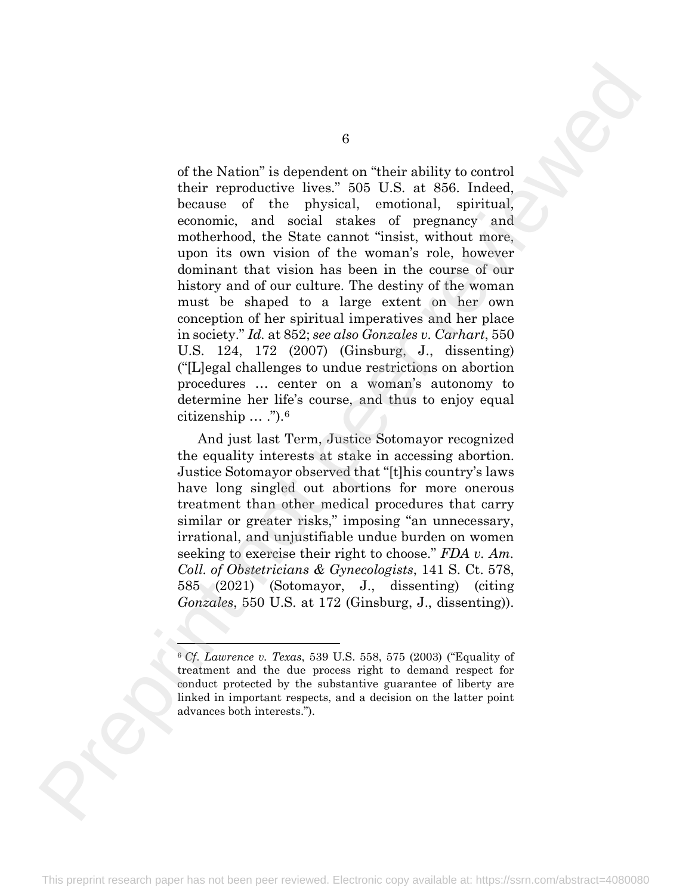of the Nation" is dependent on "their ability to control their reproductive lives." 505 U.S. at 856. Indeed, because of the physical, emotional, spiritual, economic, and social stakes of pregnancy and motherhood, the State cannot "insist, without more, upon its own vision of the woman's role, however dominant that vision has been in the course of our history and of our culture. The destiny of the woman must be shaped to a large extent on her own conception of her spiritual imperatives and her place in society." *Id.* at 852; *see also Gonzales v. Carhart*, 550 U.S. 124, 172 (2007) (Ginsburg, J., dissenting) ("[L]egal challenges to undue restrictions on abortion procedures … center on a woman's autonomy to determine her life's course, and thus to enjoy equal citizenship … .").[6]

And just last Term, Justice Sotomayor recognized the equality interests at stake in accessing abortion. Justice Sotomayor observed that "[t]his country's laws have long singled out abortions for more onerous treatment than other medical procedures that carry similar or greater risks," imposing "an unnecessary, irrational, and unjustifiable undue burden on women seeking to exercise their right to choose." *FDA v. Am. Coll. of Obstetricians & Gynecologists*, 141 S. Ct. 578, 585 (2021) (Sotomayor, J., dissenting) (citing *Gonzales*, 550 U.S. at 172 (Ginsburg, J., dissenting)).

---

[6] *Cf. Lawrence v. Texas*, 539 U.S. 558, 575 (2003) ("Equality of treatment and the due process right to demand respect for conduct protected by the substantive guarantee of liberty are linked in important respects, and a decision on the latter point advances both interests.").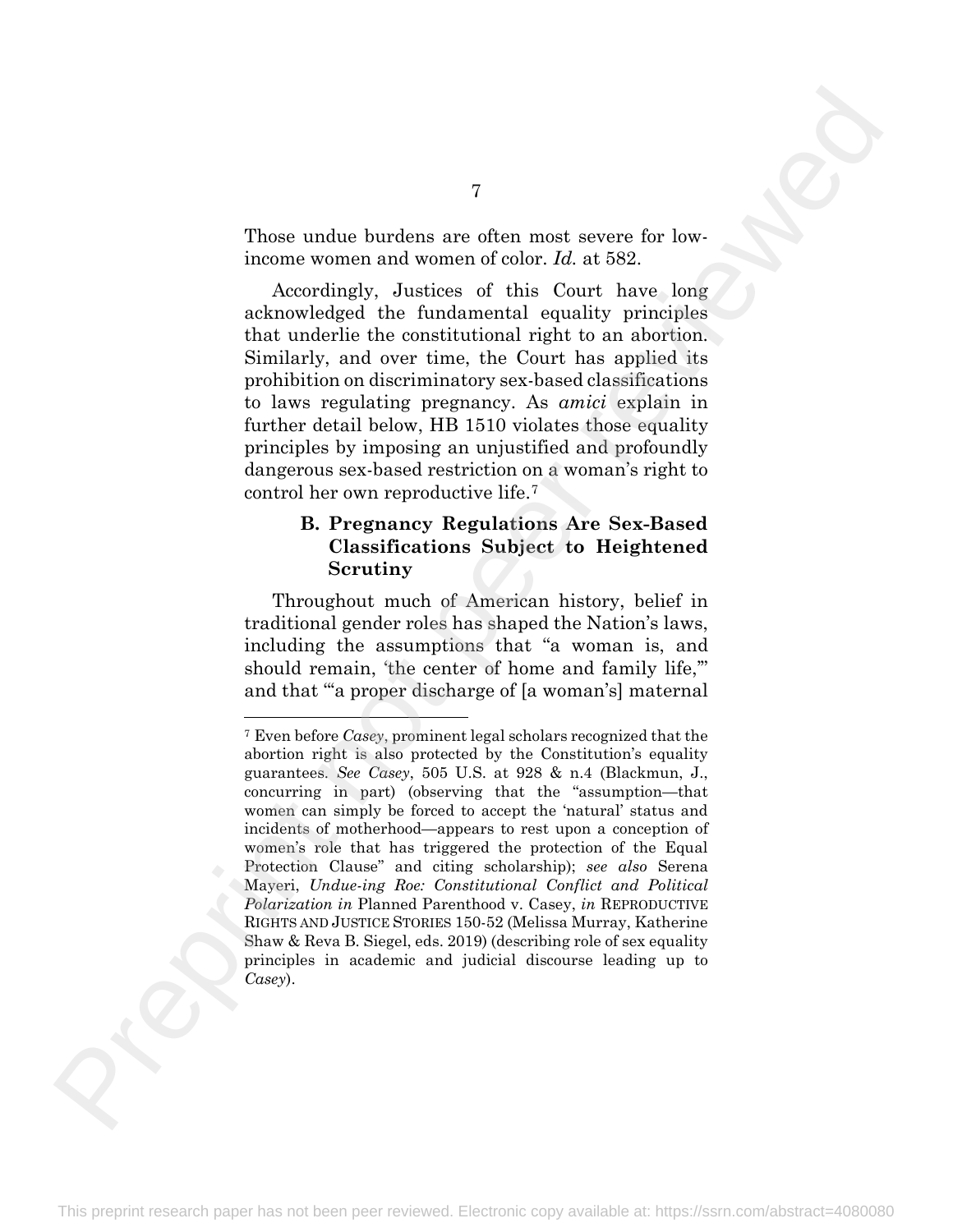Those undue burdens are often most severe for low-income women and women of color. *Id.* at 582.

Accordingly, Justices of this Court have long acknowledged the fundamental equality principles that underlie the constitutional right to an abortion. Similarly, and over time, the Court has applied its prohibition on discriminatory sex-based classifications to laws regulating pregnancy. As *amici* explain in further detail below, HB 1510 violates those equality principles by imposing an unjustified and profoundly dangerous sex-based restriction on a woman's right to control her own reproductive life.[7]

### B. Pregnancy Regulations Are Sex-Based Classifications Subject to Heightened Scrutiny

Throughout much of American history, belief in traditional gender roles has shaped the Nation's laws, including the assumptions that "a woman is, and should remain, 'the center of home and family life,'" and that "'a proper discharge of [a woman's] maternal

---

[7] Even before *Casey*, prominent legal scholars recognized that the abortion right is also protected by the Constitution's equality guarantees. *See Casey*, 505 U.S. at 928 & n.4 (Blackmun, J., concurring in part) (observing that the "assumption—that women can simply be forced to accept the 'natural' status and incidents of motherhood—appears to rest upon a conception of women's role that has triggered the protection of the Equal Protection Clause" and citing scholarship); *see also* Serena Mayeri, *Undue-ing Roe: Constitutional Conflict and Political Polarization in* Planned Parenthood v. Casey, *in* REPRODUCTIVE RIGHTS AND JUSTICE STORIES 150-52 (Melissa Murray, Katherine Shaw & Reva B. Siegel, eds. 2019) (describing role of sex equality principles in academic and judicial discourse leading up to *Casey*).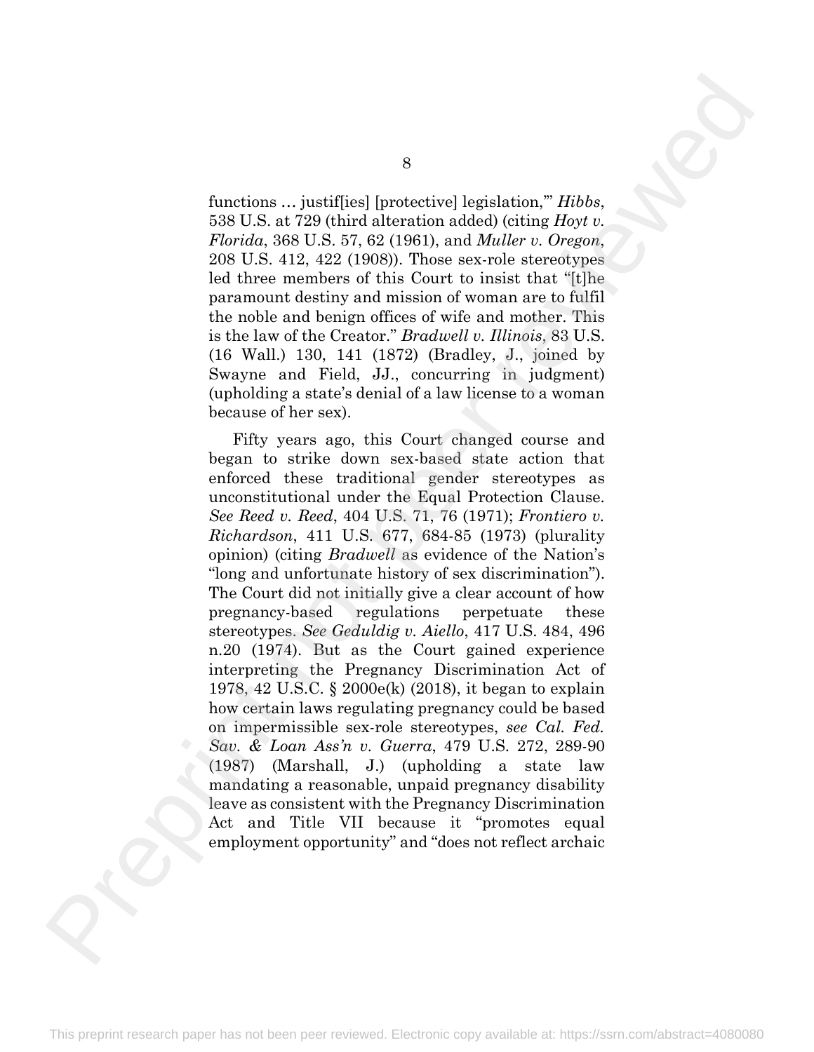functions … justif[ies] [protective] legislation,'" *Hibbs*, 538 U.S. at 729 (third alteration added) (citing *Hoyt v. Florida*, 368 U.S. 57, 62 (1961), and *Muller v. Oregon*, 208 U.S. 412, 422 (1908)). Those sex-role stereotypes led three members of this Court to insist that "[t]he paramount destiny and mission of woman are to fulfil the noble and benign offices of wife and mother. This is the law of the Creator." *Bradwell v. Illinois*, 83 U.S. (16 Wall.) 130, 141 (1872) (Bradley, J., joined by Swayne and Field, JJ., concurring in judgment) (upholding a state's denial of a law license to a woman because of her sex).

Fifty years ago, this Court changed course and began to strike down sex-based state action that enforced these traditional gender stereotypes as unconstitutional under the Equal Protection Clause. *See Reed v. Reed*, 404 U.S. 71, 76 (1971); *Frontiero v. Richardson*, 411 U.S. 677, 684-85 (1973) (plurality opinion) (citing *Bradwell* as evidence of the Nation's "long and unfortunate history of sex discrimination"). The Court did not initially give a clear account of how pregnancy-based regulations perpetuate these stereotypes. *See Geduldig v. Aiello*, 417 U.S. 484, 496 n.20 (1974). But as the Court gained experience interpreting the Pregnancy Discrimination Act of 1978, 42 U.S.C. § 2000e(k) (2018), it began to explain how certain laws regulating pregnancy could be based on impermissible sex-role stereotypes, *see Cal. Fed. Sav. & Loan Ass'n v. Guerra*, 479 U.S. 272, 289-90 (1987) (Marshall, J.) (upholding a state law mandating a reasonable, unpaid pregnancy disability leave as consistent with the Pregnancy Discrimination Act and Title VII because it "promotes equal employment opportunity" and "does not reflect archaic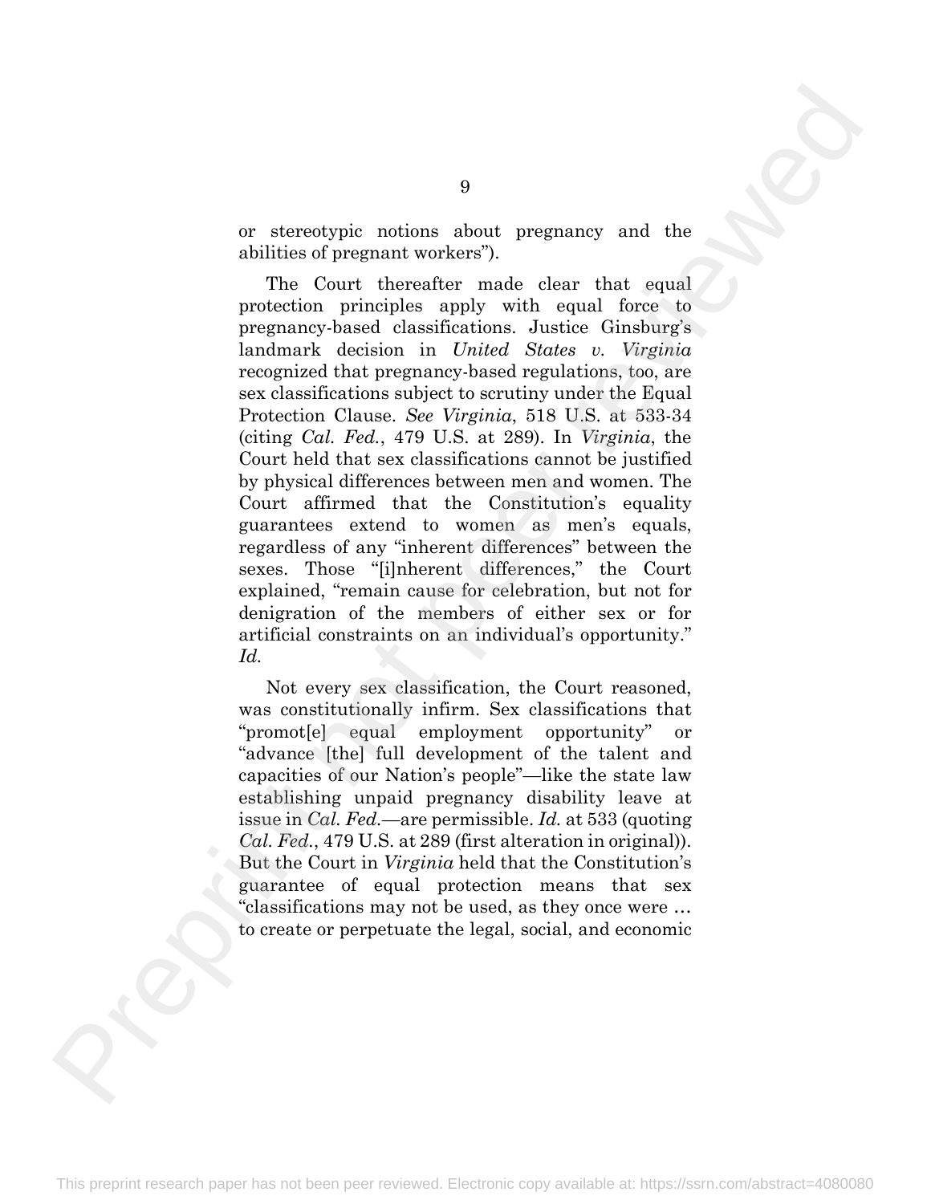or stereotypic notions about pregnancy and the abilities of pregnant workers").

The Court thereafter made clear that equal protection principles apply with equal force to pregnancy-based classifications. Justice Ginsburg's landmark decision in *United States v. Virginia* recognized that pregnancy-based regulations, too, are sex classifications subject to scrutiny under the Equal Protection Clause. *See Virginia*, 518 U.S. at 533-34 (citing *Cal. Fed.*, 479 U.S. at 289). In *Virginia*, the Court held that sex classifications cannot be justified by physical differences between men and women. The Court affirmed that the Constitution's equality guarantees extend to women as men's equals, regardless of any "inherent differences" between the sexes. Those "[i]nherent differences," the Court explained, "remain cause for celebration, but not for denigration of the members of either sex or for artificial constraints on an individual's opportunity." *Id.*

Not every sex classification, the Court reasoned, was constitutionally infirm. Sex classifications that "promot[e] equal employment opportunity" or "advance [the] full development of the talent and capacities of our Nation's people"—like the state law establishing unpaid pregnancy disability leave at issue in *Cal. Fed.*—are permissible. *Id.* at 533 (quoting *Cal. Fed.*, 479 U.S. at 289 (first alteration in original)). But the Court in *Virginia* held that the Constitution's guarantee of equal protection means that sex "classifications may not be used, as they once were … to create or perpetuate the legal, social, and economic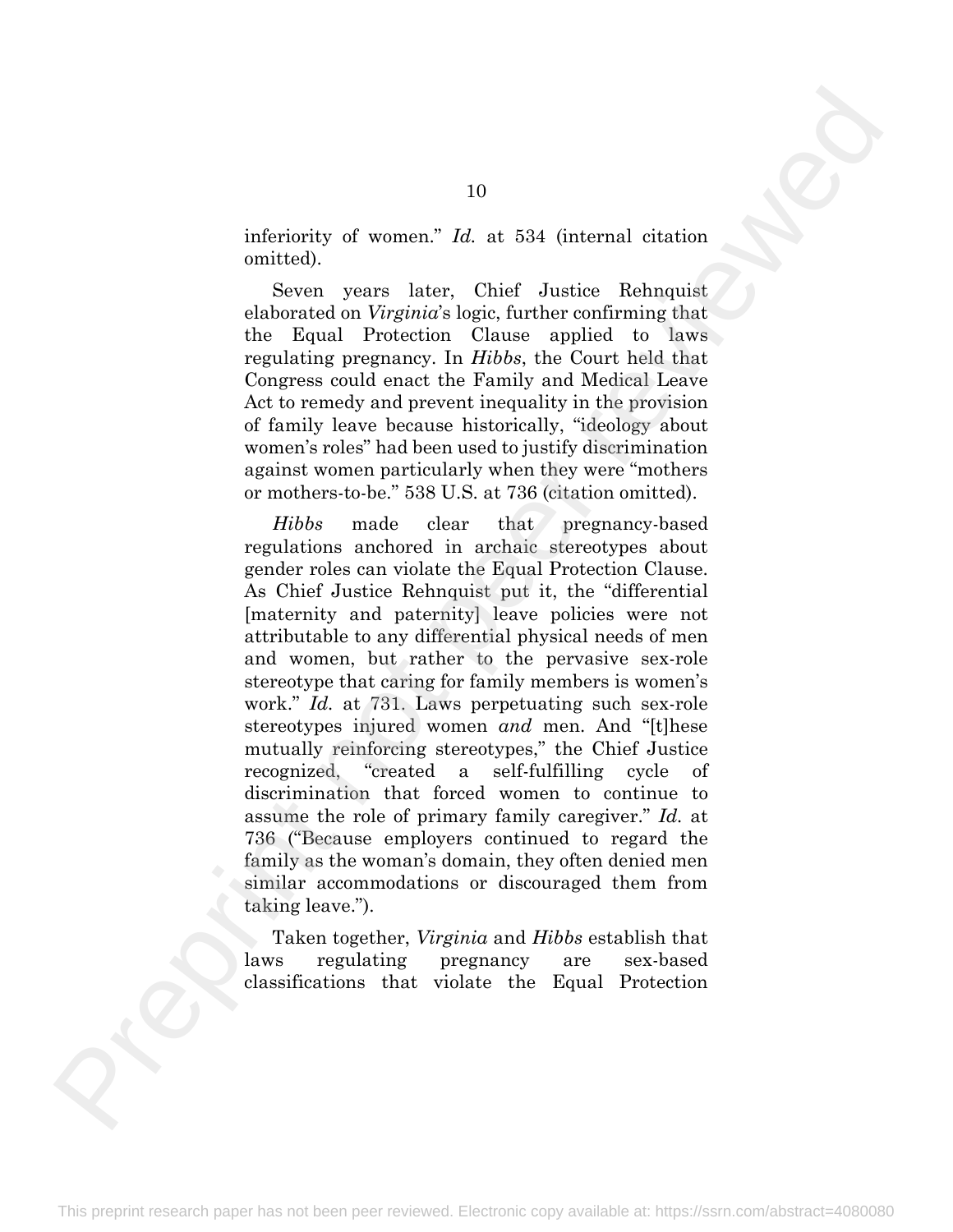inferiority of women." *Id.* at 534 (internal citation omitted).

Seven years later, Chief Justice Rehnquist elaborated on *Virginia*'s logic, further confirming that the Equal Protection Clause applied to laws regulating pregnancy. In *Hibbs*, the Court held that Congress could enact the Family and Medical Leave Act to remedy and prevent inequality in the provision of family leave because historically, "ideology about women's roles" had been used to justify discrimination against women particularly when they were "mothers or mothers-to-be." 538 U.S. at 736 (citation omitted).

*Hibbs* made clear that pregnancy-based regulations anchored in archaic stereotypes about gender roles can violate the Equal Protection Clause. As Chief Justice Rehnquist put it, the "differential [maternity and paternity] leave policies were not attributable to any differential physical needs of men and women, but rather to the pervasive sex-role stereotype that caring for family members is women's work." *Id.* at 731. Laws perpetuating such sex-role stereotypes injured women *and* men. And "[t]hese mutually reinforcing stereotypes," the Chief Justice recognized, "created a self-fulfilling cycle of discrimination that forced women to continue to assume the role of primary family caregiver." *Id.* at 736 ("Because employers continued to regard the family as the woman's domain, they often denied men similar accommodations or discouraged them from taking leave.").

Taken together, *Virginia* and *Hibbs* establish that laws regulating pregnancy are sex-based classifications that violate the Equal Protection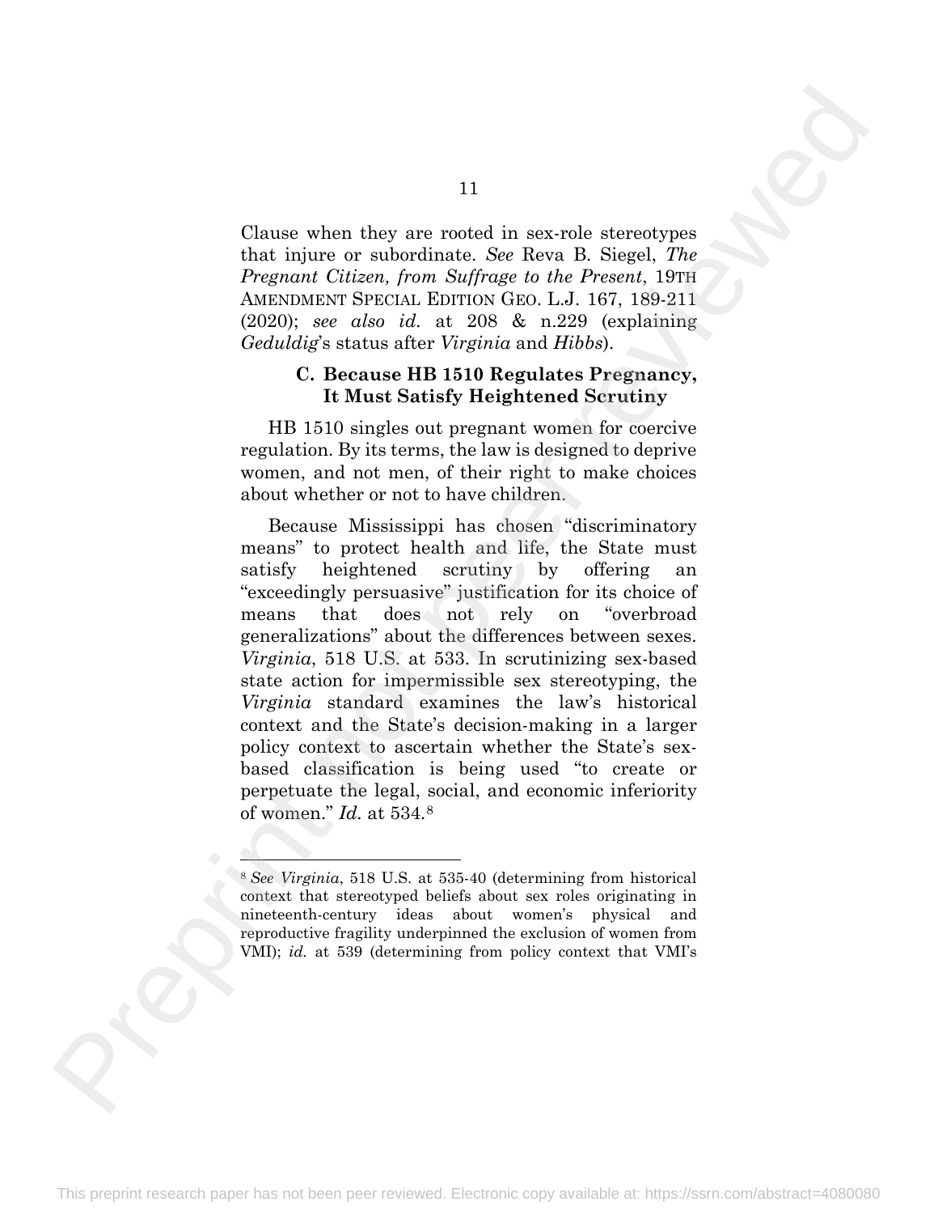Clause when they are rooted in sex-role stereotypes that injure or subordinate. *See* Reva B. Siegel, *The Pregnant Citizen, from Suffrage to the Present*, 19TH AMENDMENT SPECIAL EDITION GEO. L.J. 167, 189-211 (2020); *see also id.* at 208 & n.229 (explaining *Geduldig*'s status after *Virginia* and *Hibbs*).

### C. Because HB 1510 Regulates Pregnancy, It Must Satisfy Heightened Scrutiny

HB 1510 singles out pregnant women for coercive regulation. By its terms, the law is designed to deprive women, and not men, of their right to make choices about whether or not to have children.

Because Mississippi has chosen "discriminatory means" to protect health and life, the State must satisfy heightened scrutiny by offering an "exceedingly persuasive" justification for its choice of means that does not rely on "overbroad generalizations" about the differences between sexes. *Virginia*, 518 U.S. at 533. In scrutinizing sex-based state action for impermissible sex stereotyping, the *Virginia* standard examines the law's historical context and the State's decision-making in a larger policy context to ascertain whether the State's sex-based classification is being used "to create or perpetuate the legal, social, and economic inferiority of women." *Id.* at 534.[8]

---

[8] *See Virginia*, 518 U.S. at 535-40 (determining from historical context that stereotyped beliefs about sex roles originating in nineteenth-century ideas about women's physical and reproductive fragility underpinned the exclusion of women from VMI); *id.* at 539 (determining from policy context that VMI's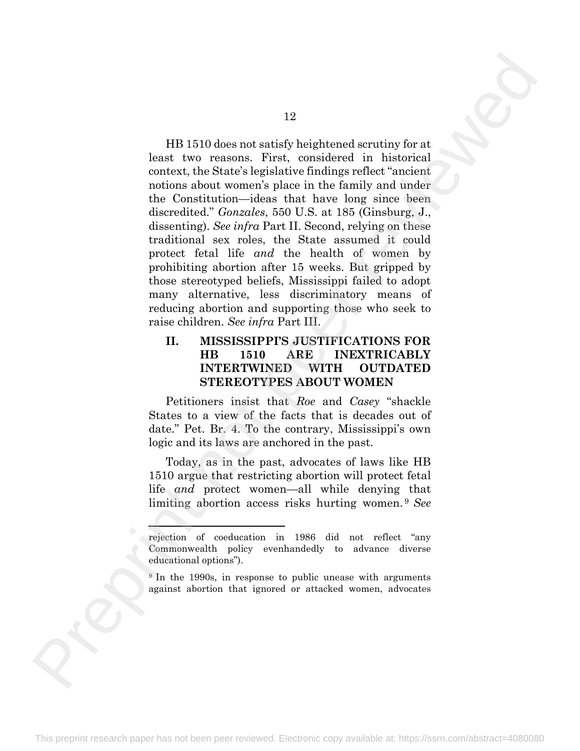HB 1510 does not satisfy heightened scrutiny for at least two reasons. First, considered in historical context, the State's legislative findings reflect "ancient notions about women's place in the family and under the Constitution—ideas that have long since been discredited." *Gonzales*, 550 U.S. at 185 (Ginsburg, J., dissenting). *See infra* Part II. Second, relying on these traditional sex roles, the State assumed it could protect fetal life *and* the health of women by prohibiting abortion after 15 weeks. But gripped by those stereotyped beliefs, Mississippi failed to adopt many alternative, less discriminatory means of reducing abortion and supporting those who seek to raise children. *See infra* Part III.

## II. MISSISSIPPI'S JUSTIFICATIONS FOR HB 1510 ARE INEXTRICABLY INTERTWINED WITH OUTDATED STEREOTYPES ABOUT WOMEN

Petitioners insist that *Roe* and *Casey* "shackle States to a view of the facts that is decades out of date." Pet. Br. 4. To the contrary, Mississippi's own logic and its laws are anchored in the past.

Today, as in the past, advocates of laws like HB 1510 argue that restricting abortion will protect fetal life *and* protect women—all while denying that limiting abortion access risks hurting women.[9] *See*

---

rejection of coeducation in 1986 did not reflect "any Commonwealth policy evenhandedly to advance diverse educational options").

[9] In the 1990s, in response to public unease with arguments against abortion that ignored or attacked women, advocates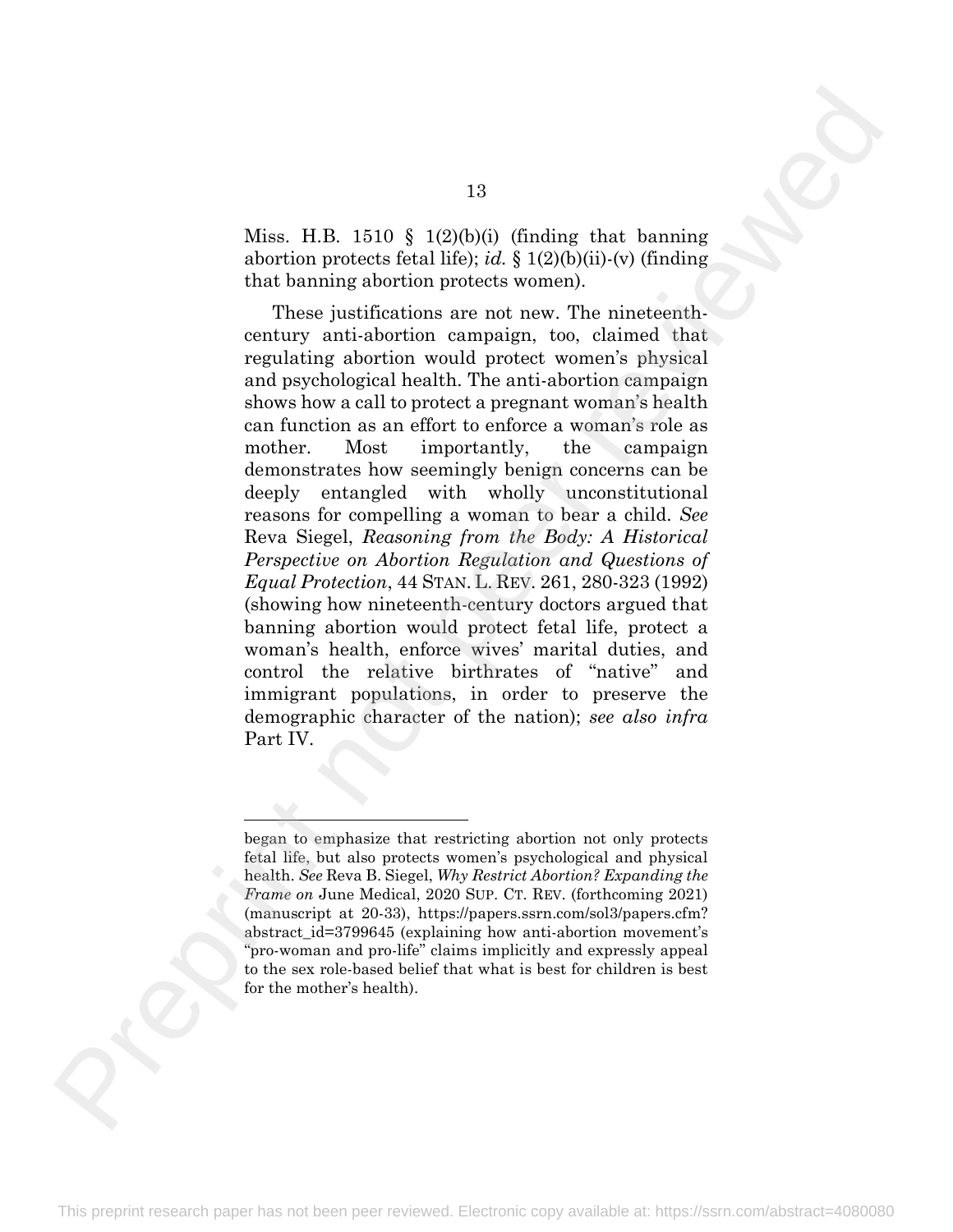Miss. H.B. 1510 § 1(2)(b)(i) (finding that banning abortion protects fetal life); *id.* § 1(2)(b)(ii)-(v) (finding that banning abortion protects women).

These justifications are not new. The nineteenth-century anti-abortion campaign, too, claimed that regulating abortion would protect women's physical and psychological health. The anti-abortion campaign shows how a call to protect a pregnant woman's health can function as an effort to enforce a woman's role as mother. Most importantly, the campaign demonstrates how seemingly benign concerns can be deeply entangled with wholly unconstitutional reasons for compelling a woman to bear a child. *See* Reva Siegel, *Reasoning from the Body: A Historical Perspective on Abortion Regulation and Questions of Equal Protection*, 44 STAN. L. REV. 261, 280-323 (1992) (showing how nineteenth-century doctors argued that banning abortion would protect fetal life, protect a woman's health, enforce wives' marital duties, and control the relative birthrates of "native" and immigrant populations, in order to preserve the demographic character of the nation); *see also infra* Part IV.

---

began to emphasize that restricting abortion not only protects fetal life, but also protects women's psychological and physical health. *See* Reva B. Siegel, *Why Restrict Abortion? Expanding the Frame on* June Medical, 2020 SUP. CT. REV. (forthcoming 2021) (manuscript at 20-33), https://papers.ssrn.com/sol3/papers.cfm?abstract_id=3799645 (explaining how anti-abortion movement's "pro-woman and pro-life" claims implicitly and expressly appeal to the sex role-based belief that what is best for children is best for the mother's health).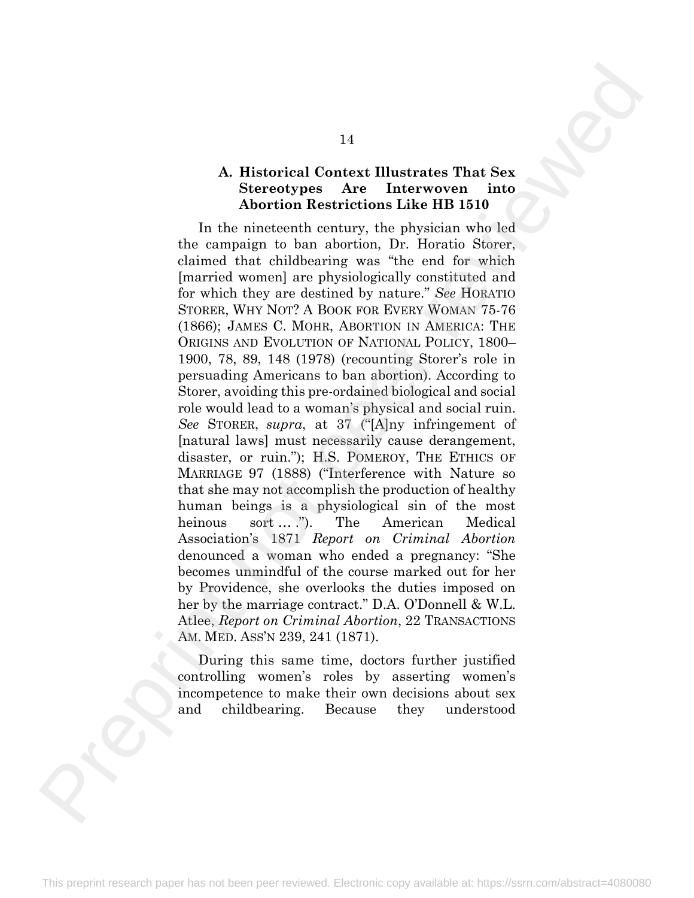### A. Historical Context Illustrates That Sex Stereotypes Are Interwoven into Abortion Restrictions Like HB 1510

In the nineteenth century, the physician who led the campaign to ban abortion, Dr. Horatio Storer, claimed that childbearing was "the end for which [married women] are physiologically constituted and for which they are destined by nature." *See* HORATIO STORER, WHY NOT? A BOOK FOR EVERY WOMAN 75-76 (1866); JAMES C. MOHR, ABORTION IN AMERICA: THE ORIGINS AND EVOLUTION OF NATIONAL POLICY, 1800–1900, 78, 89, 148 (1978) (recounting Storer's role in persuading Americans to ban abortion). According to Storer, avoiding this pre-ordained biological and social role would lead to a woman's physical and social ruin. *See* STORER, *supra*, at 37 ("[A]ny infringement of [natural laws] must necessarily cause derangement, disaster, or ruin."); H.S. POMEROY, THE ETHICS OF MARRIAGE 97 (1888) ("Interference with Nature so that she may not accomplish the production of healthy human beings is a physiological sin of the most heinous sort … ."). The American Medical Association's 1871 *Report on Criminal Abortion* denounced a woman who ended a pregnancy: "She becomes unmindful of the course marked out for her by Providence, she overlooks the duties imposed on her by the marriage contract." D.A. O'Donnell & W.L. Atlee, *Report on Criminal Abortion*, 22 TRANSACTIONS AM. MED. ASS'N 239, 241 (1871).

During this same time, doctors further justified controlling women's roles by asserting women's incompetence to make their own decisions about sex and childbearing. Because they understood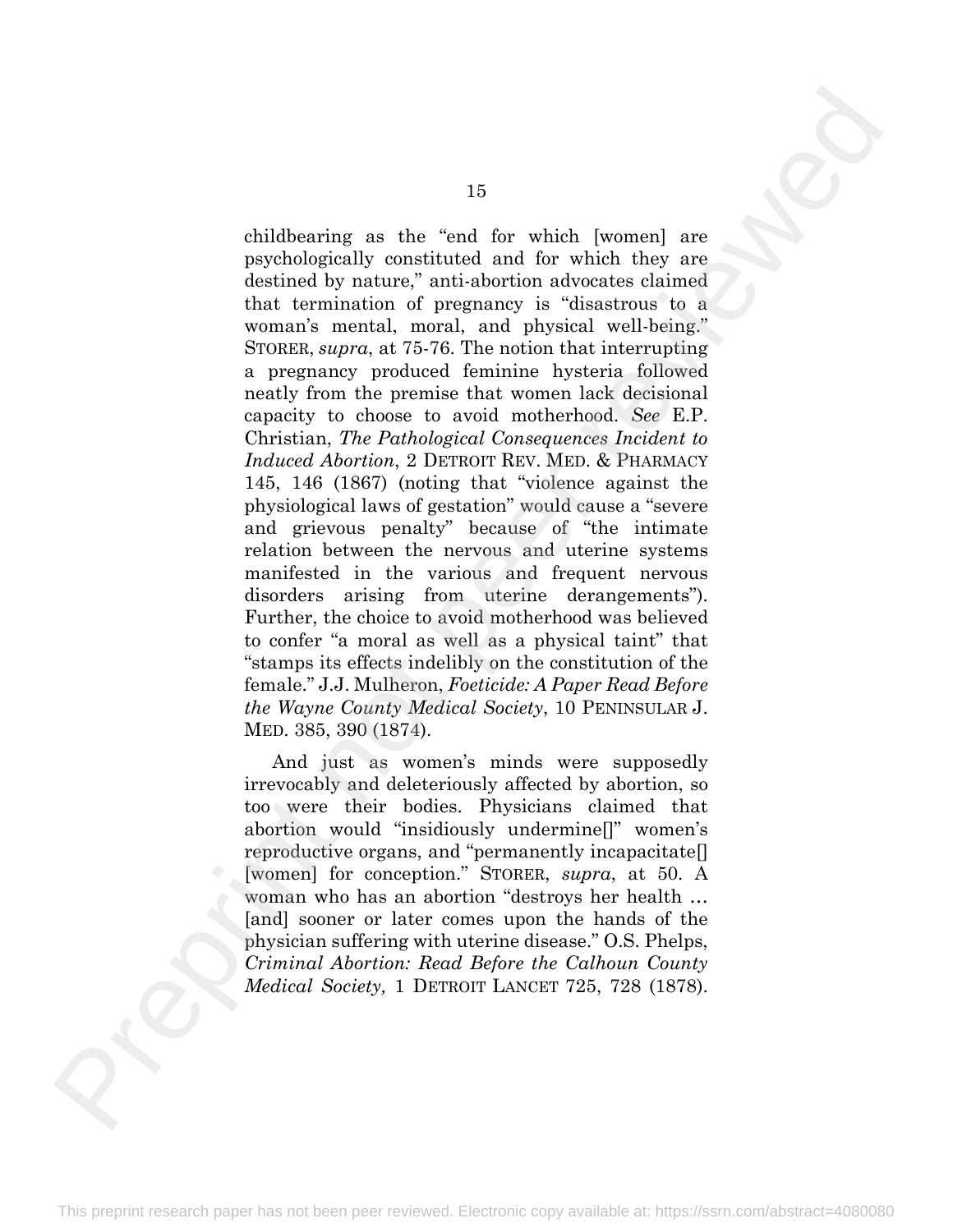childbearing as the "end for which [women] are psychologically constituted and for which they are destined by nature," anti-abortion advocates claimed that termination of pregnancy is "disastrous to a woman's mental, moral, and physical well-being." STORER, *supra*, at 75-76. The notion that interrupting a pregnancy produced feminine hysteria followed neatly from the premise that women lack decisional capacity to choose to avoid motherhood. *See* E.P. Christian, *The Pathological Consequences Incident to Induced Abortion*, 2 DETROIT REV. MED. & PHARMACY 145, 146 (1867) (noting that "violence against the physiological laws of gestation" would cause a "severe and grievous penalty" because of "the intimate relation between the nervous and uterine systems manifested in the various and frequent nervous disorders arising from uterine derangements"). Further, the choice to avoid motherhood was believed to confer "a moral as well as a physical taint" that "stamps its effects indelibly on the constitution of the female." J.J. Mulheron, *Foeticide: A Paper Read Before the Wayne County Medical Society*, 10 PENINSULAR J. MED. 385, 390 (1874).

And just as women's minds were supposedly irrevocably and deleteriously affected by abortion, so too were their bodies. Physicians claimed that abortion would "insidiously undermine[]" women's reproductive organs, and "permanently incapacitate[] [women] for conception." STORER, *supra*, at 50. A woman who has an abortion "destroys her health … [and] sooner or later comes upon the hands of the physician suffering with uterine disease." O.S. Phelps, *Criminal Abortion: Read Before the Calhoun County Medical Society,* 1 DETROIT LANCET 725, 728 (1878).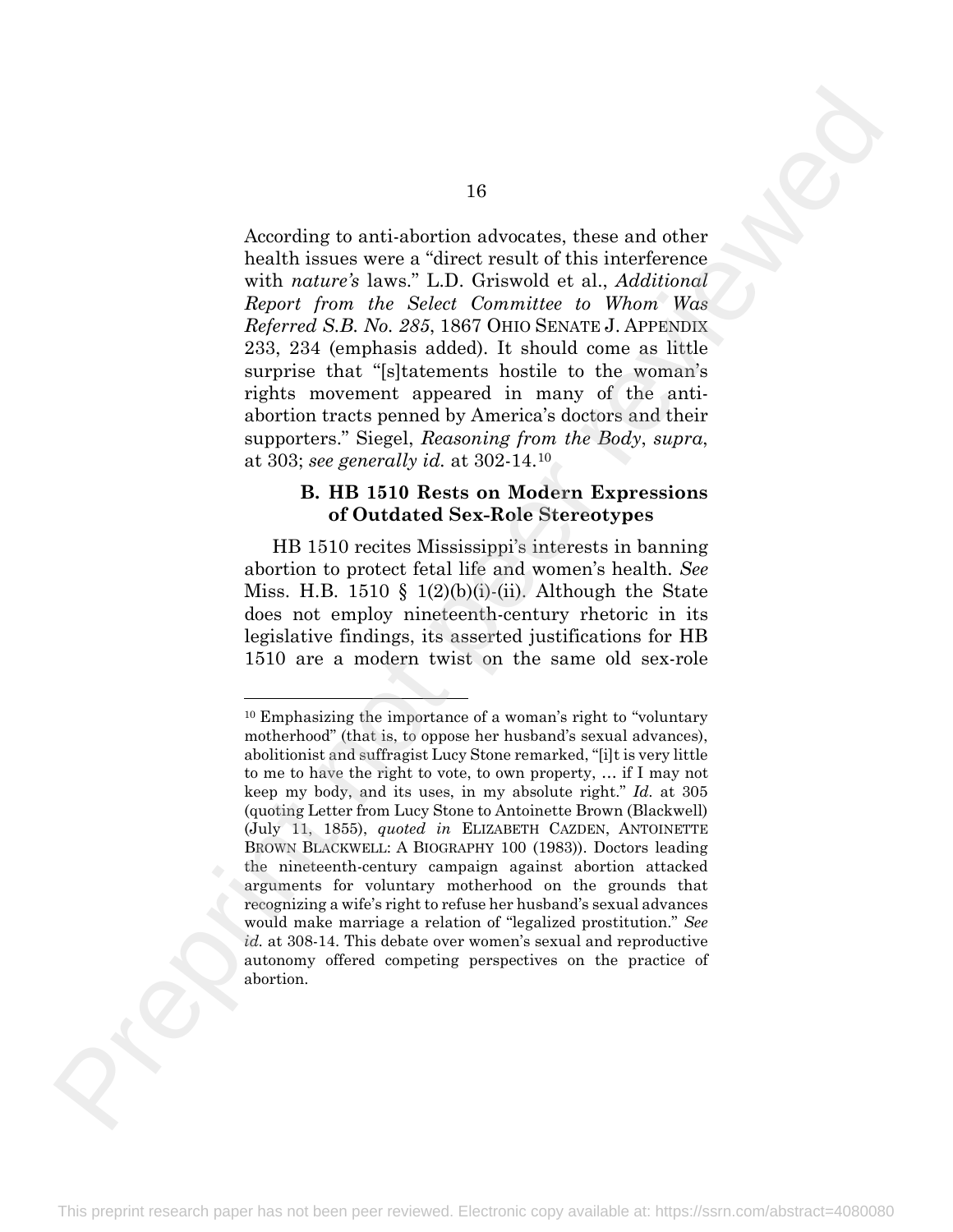According to anti-abortion advocates, these and other health issues were a "direct result of this interference with *nature's* laws." L.D. Griswold et al., *Additional Report from the Select Committee to Whom Was Referred S.B. No. 285*, 1867 OHIO SENATE J. APPENDIX 233, 234 (emphasis added). It should come as little surprise that "[s]tatements hostile to the woman's rights movement appeared in many of the anti-abortion tracts penned by America's doctors and their supporters." Siegel, *Reasoning from the Body*, *supra*, at 303; *see generally id.* at 302-14.[10]

### B. HB 1510 Rests on Modern Expressions of Outdated Sex-Role Stereotypes

HB 1510 recites Mississippi's interests in banning abortion to protect fetal life and women's health. *See* Miss. H.B. 1510 § 1(2)(b)(i)-(ii). Although the State does not employ nineteenth-century rhetoric in its legislative findings, its asserted justifications for HB 1510 are a modern twist on the same old sex-role

---

[10] Emphasizing the importance of a woman's right to "voluntary motherhood" (that is, to oppose her husband's sexual advances), abolitionist and suffragist Lucy Stone remarked, "[i]t is very little to me to have the right to vote, to own property, … if I may not keep my body, and its uses, in my absolute right." *Id.* at 305 (quoting Letter from Lucy Stone to Antoinette Brown (Blackwell) (July 11, 1855), *quoted in* ELIZABETH CAZDEN, ANTOINETTE BROWN BLACKWELL: A BIOGRAPHY 100 (1983)). Doctors leading the nineteenth-century campaign against abortion attacked arguments for voluntary motherhood on the grounds that recognizing a wife's right to refuse her husband's sexual advances would make marriage a relation of "legalized prostitution." *See id.* at 308-14. This debate over women's sexual and reproductive autonomy offered competing perspectives on the practice of abortion.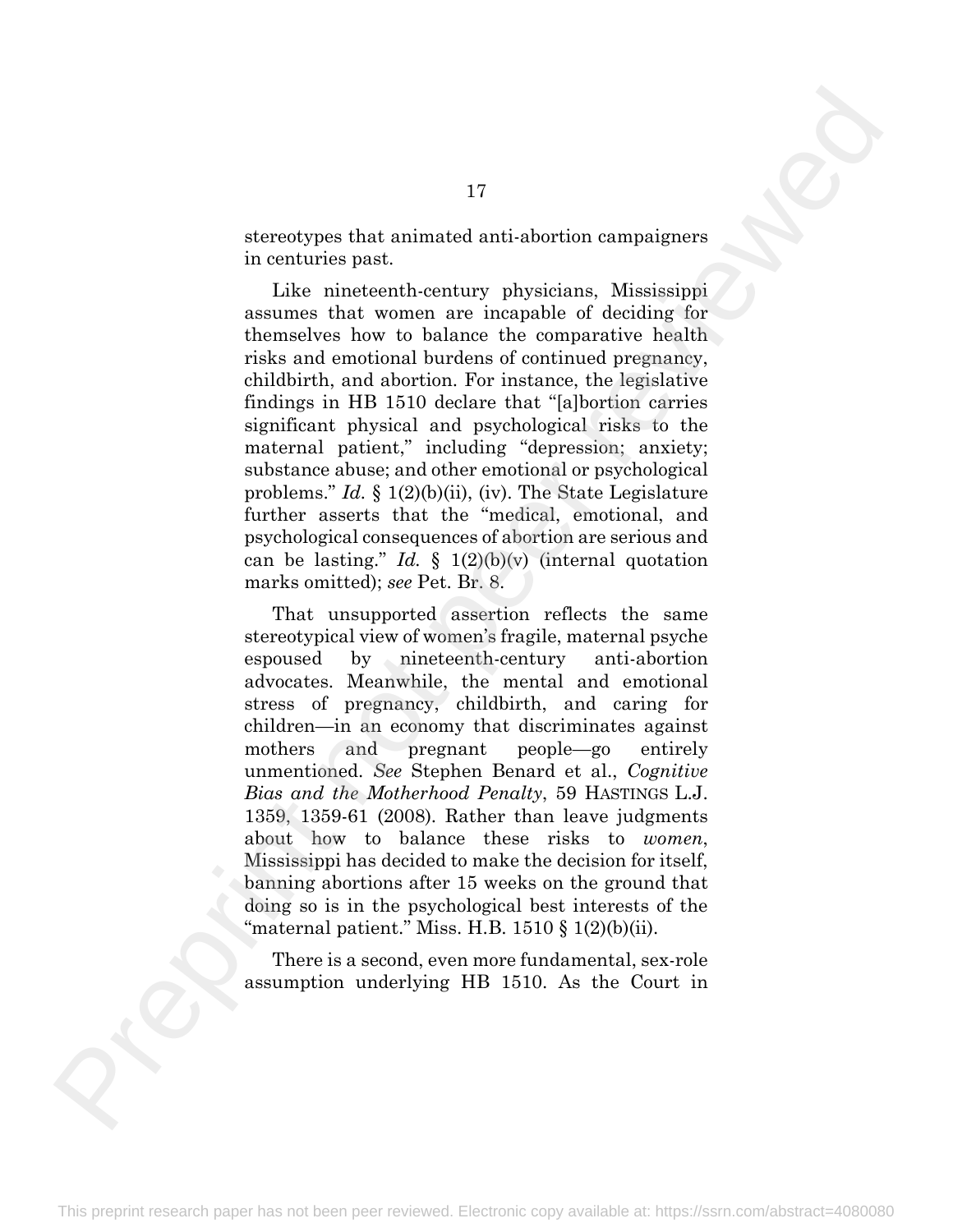stereotypes that animated anti-abortion campaigners in centuries past.

Like nineteenth-century physicians, Mississippi assumes that women are incapable of deciding for themselves how to balance the comparative health risks and emotional burdens of continued pregnancy, childbirth, and abortion. For instance, the legislative findings in HB 1510 declare that "[a]bortion carries significant physical and psychological risks to the maternal patient," including "depression; anxiety; substance abuse; and other emotional or psychological problems." *Id.* § 1(2)(b)(ii), (iv). The State Legislature further asserts that the "medical, emotional, and psychological consequences of abortion are serious and can be lasting." *Id.* § 1(2)(b)(v) (internal quotation marks omitted); *see* Pet. Br. 8.

That unsupported assertion reflects the same stereotypical view of women's fragile, maternal psyche espoused by nineteenth-century anti-abortion advocates. Meanwhile, the mental and emotional stress of pregnancy, childbirth, and caring for children—in an economy that discriminates against mothers and pregnant people—go entirely unmentioned. *See* Stephen Benard et al., *Cognitive Bias and the Motherhood Penalty*, 59 HASTINGS L.J. 1359, 1359-61 (2008). Rather than leave judgments about how to balance these risks to *women*, Mississippi has decided to make the decision for itself, banning abortions after 15 weeks on the ground that doing so is in the psychological best interests of the "maternal patient." Miss. H.B. 1510 § 1(2)(b)(ii).

There is a second, even more fundamental, sex-role assumption underlying HB 1510. As the Court in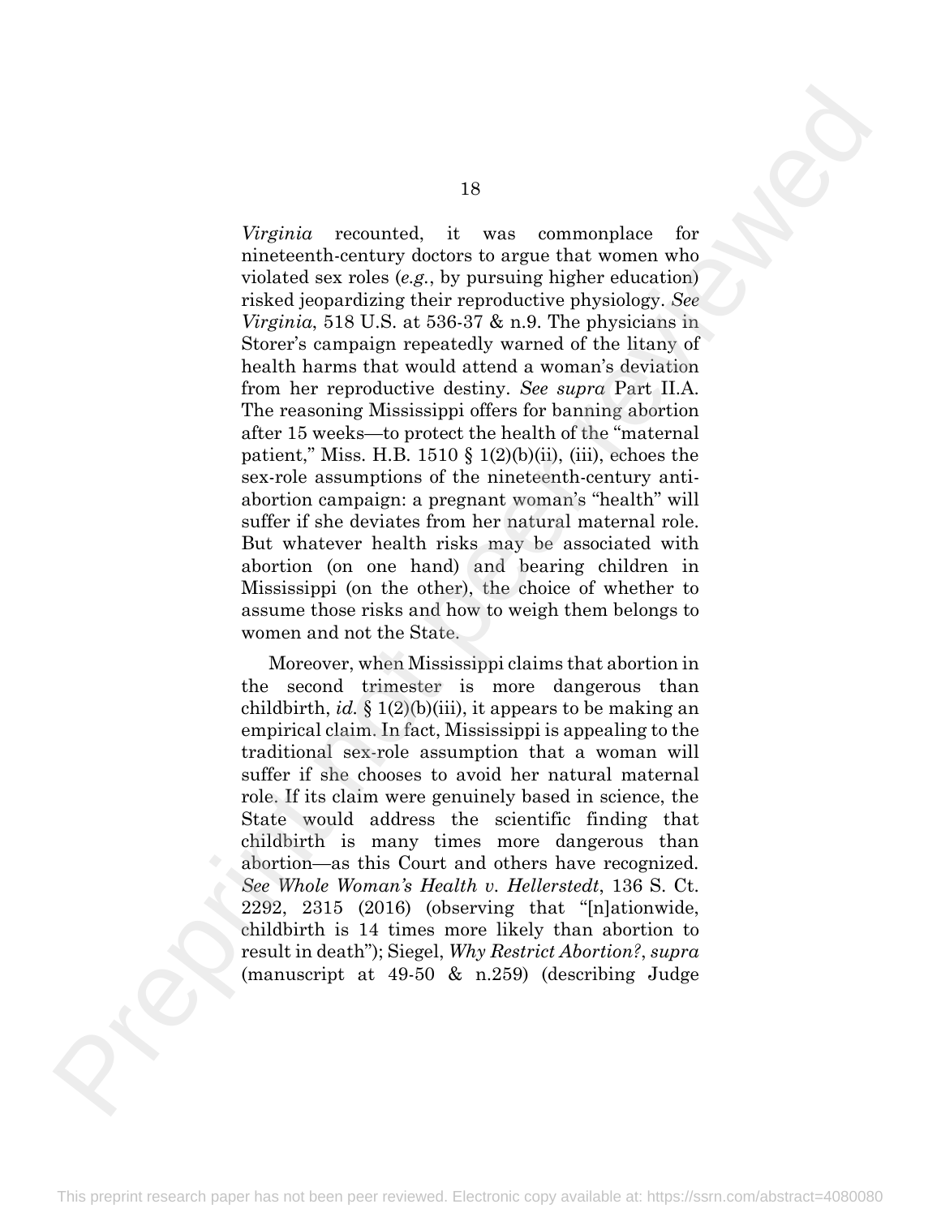*Virginia* recounted, it was commonplace for nineteenth-century doctors to argue that women who violated sex roles (*e.g.*, by pursuing higher education) risked jeopardizing their reproductive physiology. *See Virginia*, 518 U.S. at 536-37 & n.9. The physicians in Storer's campaign repeatedly warned of the litany of health harms that would attend a woman's deviation from her reproductive destiny. *See supra* Part II.A. The reasoning Mississippi offers for banning abortion after 15 weeks—to protect the health of the "maternal patient," Miss. H.B. 1510 § 1(2)(b)(ii), (iii), echoes the sex-role assumptions of the nineteenth-century anti-abortion campaign: a pregnant woman's "health" will suffer if she deviates from her natural maternal role. But whatever health risks may be associated with abortion (on one hand) and bearing children in Mississippi (on the other), the choice of whether to assume those risks and how to weigh them belongs to women and not the State.

Moreover, when Mississippi claims that abortion in the second trimester is more dangerous than childbirth, *id.* § 1(2)(b)(iii), it appears to be making an empirical claim. In fact, Mississippi is appealing to the traditional sex-role assumption that a woman will suffer if she chooses to avoid her natural maternal role. If its claim were genuinely based in science, the State would address the scientific finding that childbirth is many times more dangerous than abortion—as this Court and others have recognized. *See Whole Woman's Health v. Hellerstedt*, 136 S. Ct. 2292, 2315 (2016) (observing that "[n]ationwide, childbirth is 14 times more likely than abortion to result in death"); Siegel, *Why Restrict Abortion?*, *supra* (manuscript at 49-50 & n.259) (describing Judge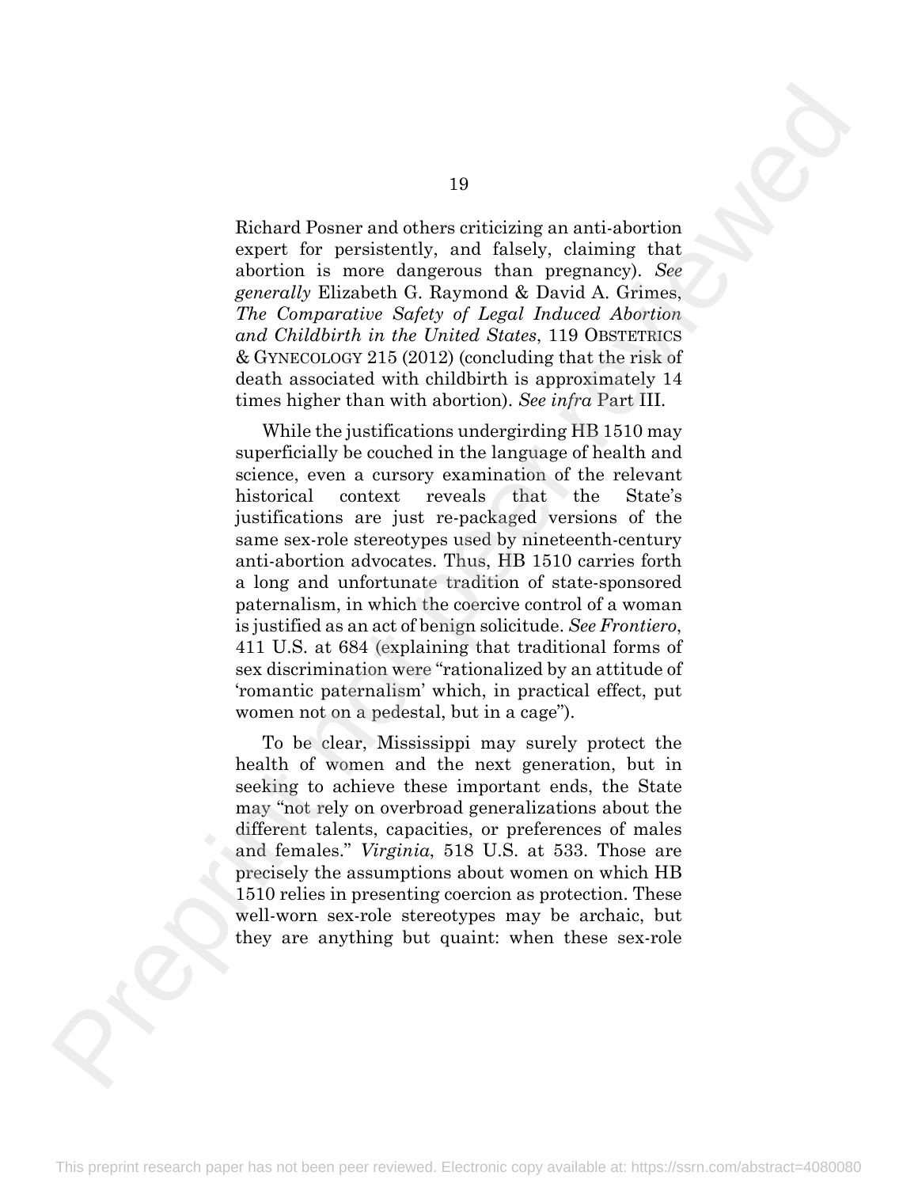Richard Posner and others criticizing an anti-abortion expert for persistently, and falsely, claiming that abortion is more dangerous than pregnancy). *See generally* Elizabeth G. Raymond & David A. Grimes, *The Comparative Safety of Legal Induced Abortion and Childbirth in the United States*, 119 OBSTETRICS & GYNECOLOGY 215 (2012) (concluding that the risk of death associated with childbirth is approximately 14 times higher than with abortion). *See infra* Part III.

While the justifications undergirding HB 1510 may superficially be couched in the language of health and science, even a cursory examination of the relevant historical context reveals that the State's justifications are just re-packaged versions of the same sex-role stereotypes used by nineteenth-century anti-abortion advocates. Thus, HB 1510 carries forth a long and unfortunate tradition of state-sponsored paternalism, in which the coercive control of a woman is justified as an act of benign solicitude. *See Frontiero*, 411 U.S. at 684 (explaining that traditional forms of sex discrimination were "rationalized by an attitude of 'romantic paternalism' which, in practical effect, put women not on a pedestal, but in a cage").

To be clear, Mississippi may surely protect the health of women and the next generation, but in seeking to achieve these important ends, the State may "not rely on overbroad generalizations about the different talents, capacities, or preferences of males and females." *Virginia*, 518 U.S. at 533. Those are precisely the assumptions about women on which HB 1510 relies in presenting coercion as protection. These well-worn sex-role stereotypes may be archaic, but they are anything but quaint: when these sex-role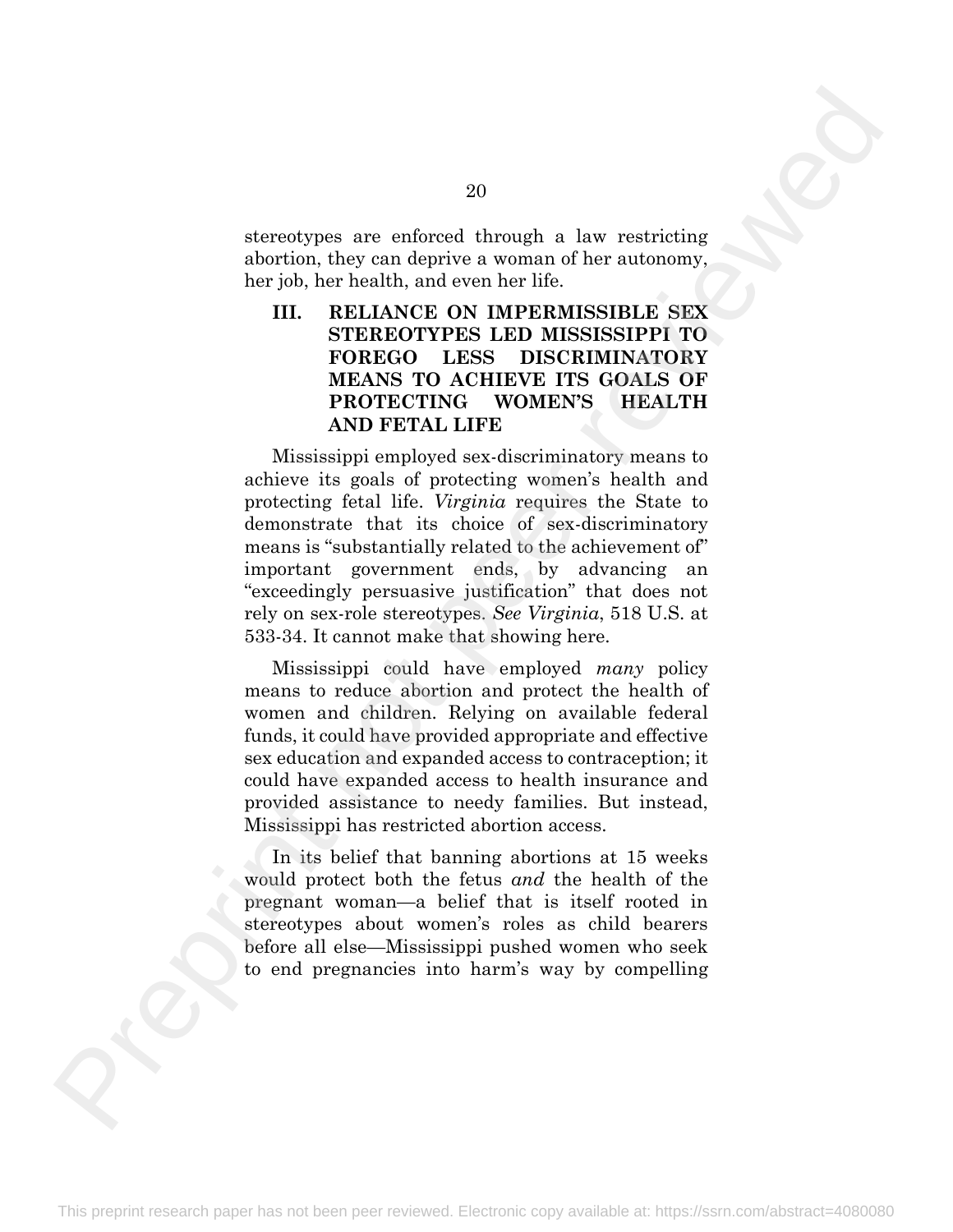stereotypes are enforced through a law restricting abortion, they can deprive a woman of her autonomy, her job, her health, and even her life.

## III. RELIANCE ON IMPERMISSIBLE SEX STEREOTYPES LED MISSISSIPPI TO FOREGO LESS DISCRIMINATORY MEANS TO ACHIEVE ITS GOALS OF PROTECTING WOMEN'S HEALTH AND FETAL LIFE

Mississippi employed sex-discriminatory means to achieve its goals of protecting women's health and protecting fetal life. *Virginia* requires the State to demonstrate that its choice of sex-discriminatory means is "substantially related to the achievement of" important government ends, by advancing an "exceedingly persuasive justification" that does not rely on sex-role stereotypes. *See Virginia*, 518 U.S. at 533-34. It cannot make that showing here.

Mississippi could have employed *many* policy means to reduce abortion and protect the health of women and children. Relying on available federal funds, it could have provided appropriate and effective sex education and expanded access to contraception; it could have expanded access to health insurance and provided assistance to needy families. But instead, Mississippi has restricted abortion access.

In its belief that banning abortions at 15 weeks would protect both the fetus *and* the health of the pregnant woman—a belief that is itself rooted in stereotypes about women's roles as child bearers before all else—Mississippi pushed women who seek to end pregnancies into harm's way by compelling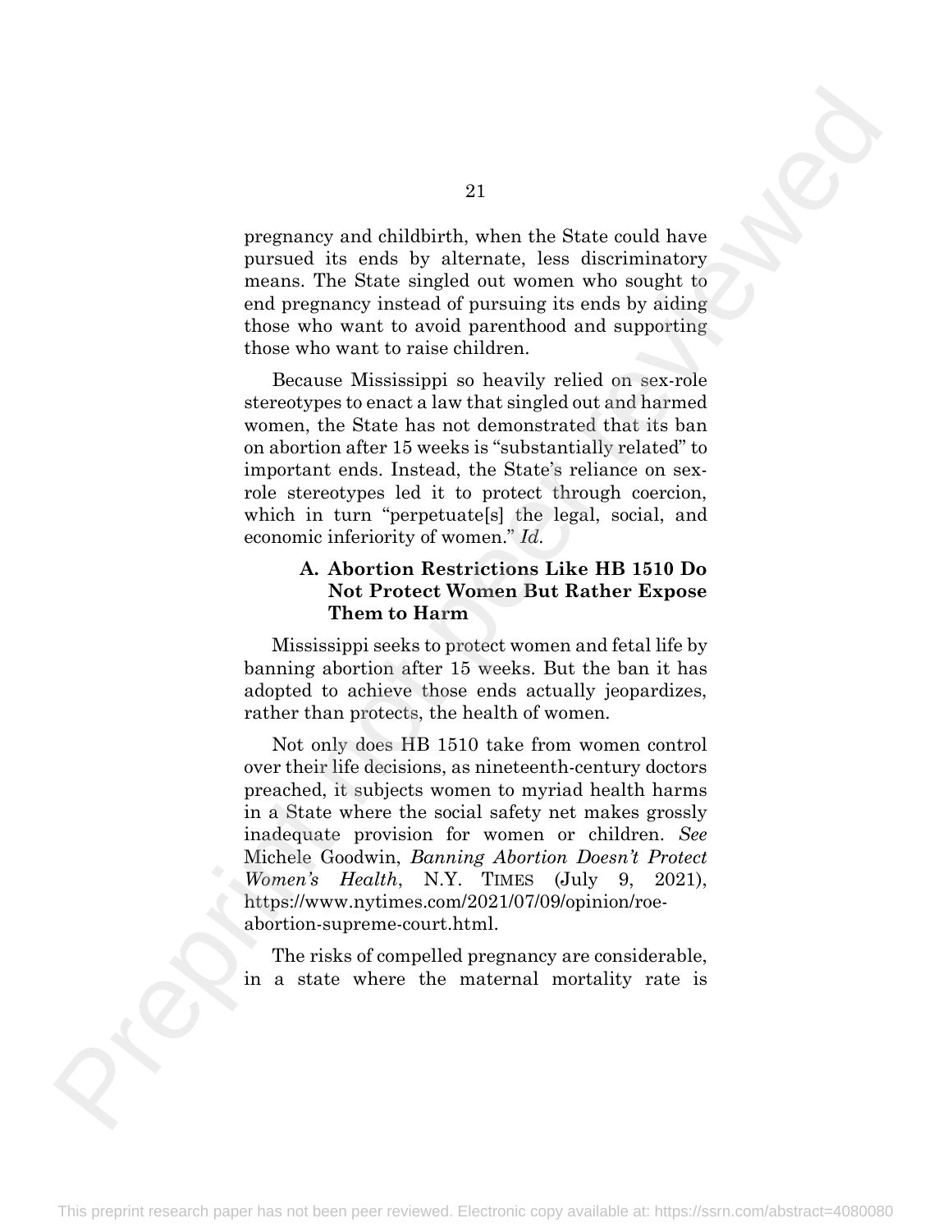pregnancy and childbirth, when the State could have pursued its ends by alternate, less discriminatory means. The State singled out women who sought to end pregnancy instead of pursuing its ends by aiding those who want to avoid parenthood and supporting those who want to raise children.

Because Mississippi so heavily relied on sex-role stereotypes to enact a law that singled out and harmed women, the State has not demonstrated that its ban on abortion after 15 weeks is "substantially related" to important ends. Instead, the State's reliance on sex-role stereotypes led it to protect through coercion, which in turn "perpetuate[s] the legal, social, and economic inferiority of women." *Id*.

### A. Abortion Restrictions Like HB 1510 Do Not Protect Women But Rather Expose Them to Harm

Mississippi seeks to protect women and fetal life by banning abortion after 15 weeks. But the ban it has adopted to achieve those ends actually jeopardizes, rather than protects, the health of women.

Not only does HB 1510 take from women control over their life decisions, as nineteenth-century doctors preached, it subjects women to myriad health harms in a State where the social safety net makes grossly inadequate provision for women or children. *See* Michele Goodwin, *Banning Abortion Doesn't Protect Women's Health*, N.Y. TIMES (July 9, 2021), https://www.nytimes.com/2021/07/09/opinion/roe-abortion-supreme-court.html.

The risks of compelled pregnancy are considerable, in a state where the maternal mortality rate is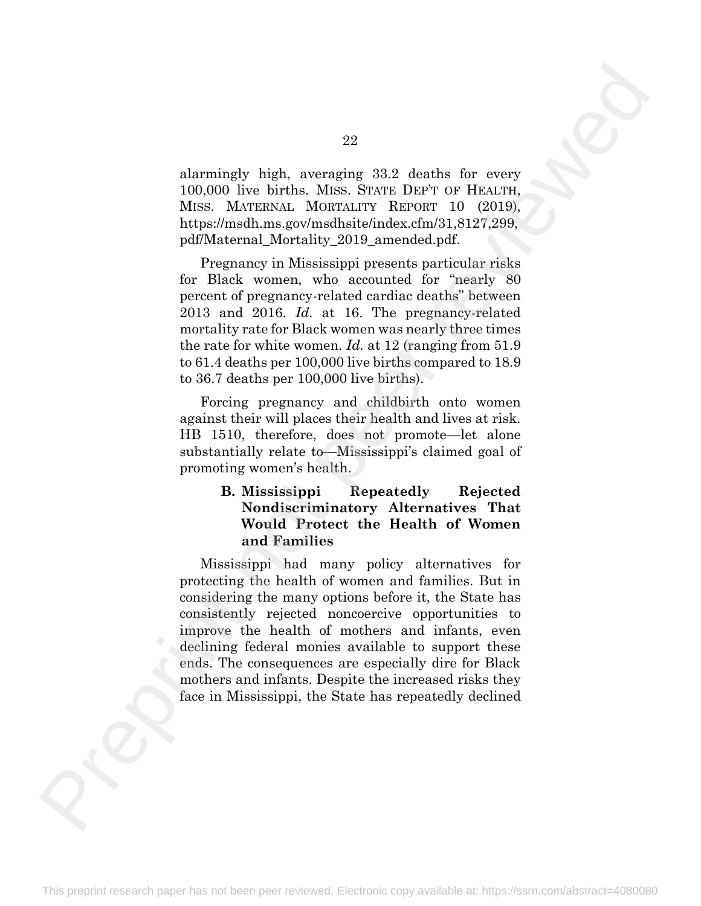alarmingly high, averaging 33.2 deaths for every 100,000 live births. MISS. STATE DEP'T OF HEALTH, MISS. MATERNAL MORTALITY REPORT 10 (2019), https://msdh.ms.gov/msdhsite/index.cfm/31,8127,299,pdf/Maternal_Mortality_2019_amended.pdf.

Pregnancy in Mississippi presents particular risks for Black women, who accounted for "nearly 80 percent of pregnancy-related cardiac deaths" between 2013 and 2016. *Id.* at 16. The pregnancy-related mortality rate for Black women was nearly three times the rate for white women. *Id.* at 12 (ranging from 51.9 to 61.4 deaths per 100,000 live births compared to 18.9 to 36.7 deaths per 100,000 live births).

Forcing pregnancy and childbirth onto women against their will places their health and lives at risk. HB 1510, therefore, does not promote—let alone substantially relate to—Mississippi's claimed goal of promoting women's health.

### B. Mississippi Repeatedly Rejected Nondiscriminatory Alternatives That Would Protect the Health of Women and Families

Mississippi had many policy alternatives for protecting the health of women and families. But in considering the many options before it, the State has consistently rejected noncoercive opportunities to improve the health of mothers and infants, even declining federal monies available to support these ends. The consequences are especially dire for Black mothers and infants. Despite the increased risks they face in Mississippi, the State has repeatedly declined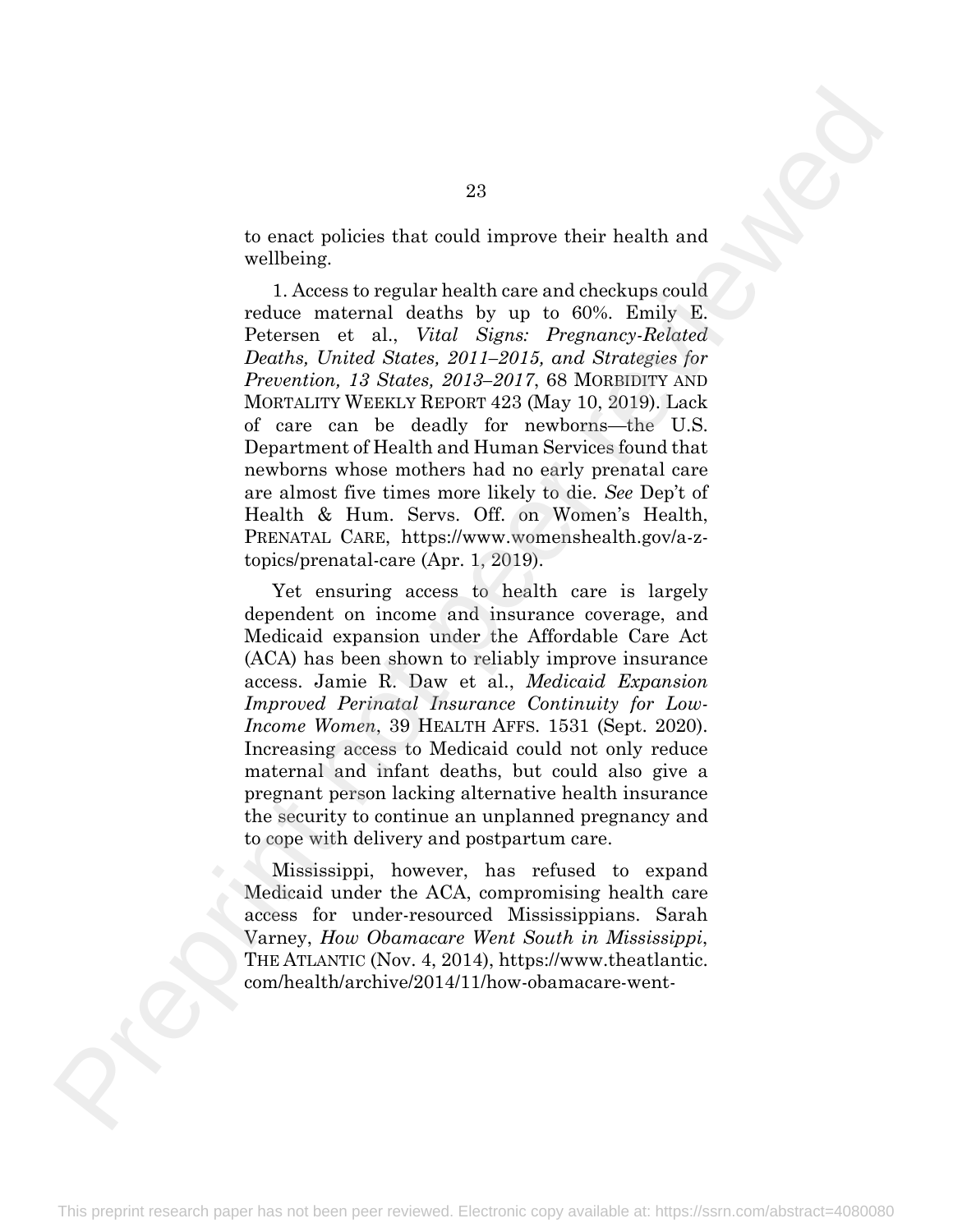to enact policies that could improve their health and wellbeing.

1. Access to regular health care and checkups could reduce maternal deaths by up to 60%. Emily E. Petersen et al., *Vital Signs: Pregnancy-Related Deaths, United States, 2011–2015, and Strategies for Prevention, 13 States, 2013–2017*, 68 MORBIDITY AND MORTALITY WEEKLY REPORT 423 (May 10, 2019). Lack of care can be deadly for newborns—the U.S. Department of Health and Human Services found that newborns whose mothers had no early prenatal care are almost five times more likely to die. *See* Dep't of Health & Hum. Servs. Off. on Women's Health, PRENATAL CARE, https://www.womenshealth.gov/a-z-topics/prenatal-care (Apr. 1, 2019).

Yet ensuring access to health care is largely dependent on income and insurance coverage, and Medicaid expansion under the Affordable Care Act (ACA) has been shown to reliably improve insurance access. Jamie R. Daw et al., *Medicaid Expansion Improved Perinatal Insurance Continuity for Low-Income Women*, 39 HEALTH AFFS. 1531 (Sept. 2020). Increasing access to Medicaid could not only reduce maternal and infant deaths, but could also give a pregnant person lacking alternative health insurance the security to continue an unplanned pregnancy and to cope with delivery and postpartum care.

Mississippi, however, has refused to expand Medicaid under the ACA, compromising health care access for under-resourced Mississippians. Sarah Varney, *How Obamacare Went South in Mississippi*, THE ATLANTIC (Nov. 4, 2014), https://www.theatlantic.com/health/archive/2014/11/how-obamacare-went-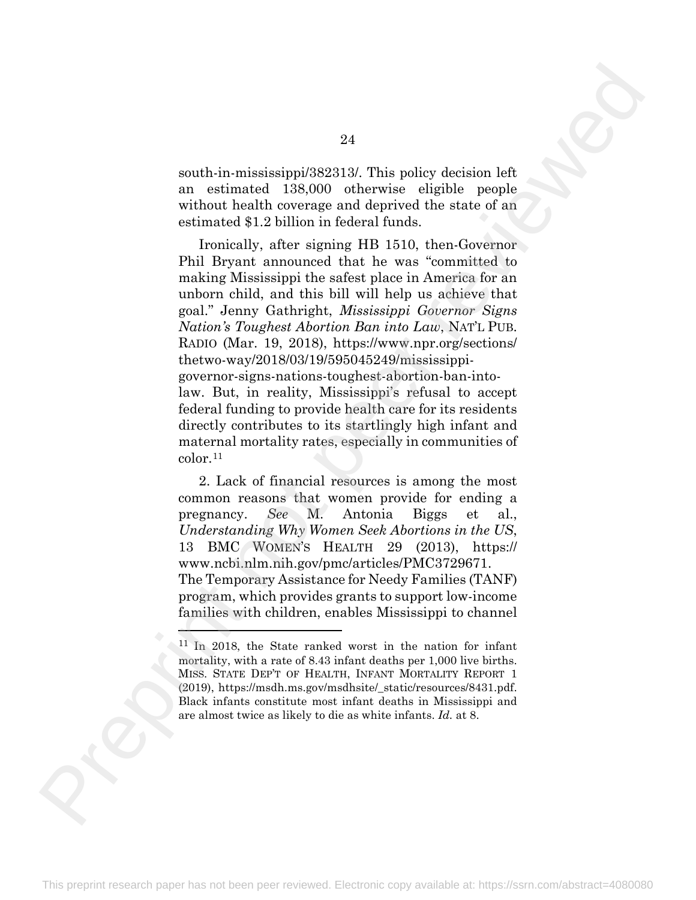south-in-mississippi/382313/. This policy decision left an estimated 138,000 otherwise eligible people without health coverage and deprived the state of an estimated $1.2 billion in federal funds.

Ironically, after signing HB 1510, then-Governor Phil Bryant announced that he was "committed to making Mississippi the safest place in America for an unborn child, and this bill will help us achieve that goal." Jenny Gathright, *Mississippi Governor Signs Nation's Toughest Abortion Ban into Law*, NAT'L PUB. RADIO (Mar. 19, 2018), https://www.npr.org/sections/thetwo-way/2018/03/19/595045249/mississippi-governor-signs-nations-toughest-abortion-ban-into-law. But, in reality, Mississippi's refusal to accept federal funding to provide health care for its residents directly contributes to its startlingly high infant and maternal mortality rates, especially in communities of color.[11]

2. Lack of financial resources is among the most common reasons that women provide for ending a pregnancy. *See* M. Antonia Biggs et al., *Understanding Why Women Seek Abortions in the US*, 13 BMC WOMEN'S HEALTH 29 (2013), https://www.ncbi.nlm.nih.gov/pmc/articles/PMC3729671. The Temporary Assistance for Needy Families (TANF) program, which provides grants to support low-income families with children, enables Mississippi to channel

---

[11] In 2018, the State ranked worst in the nation for infant mortality, with a rate of 8.43 infant deaths per 1,000 live births. MISS. STATE DEP'T OF HEALTH, INFANT MORTALITY REPORT 1 (2019), https://msdh.ms.gov/msdhsite/_static/resources/8431.pdf. Black infants constitute most infant deaths in Mississippi and are almost twice as likely to die as white infants. *Id.* at 8.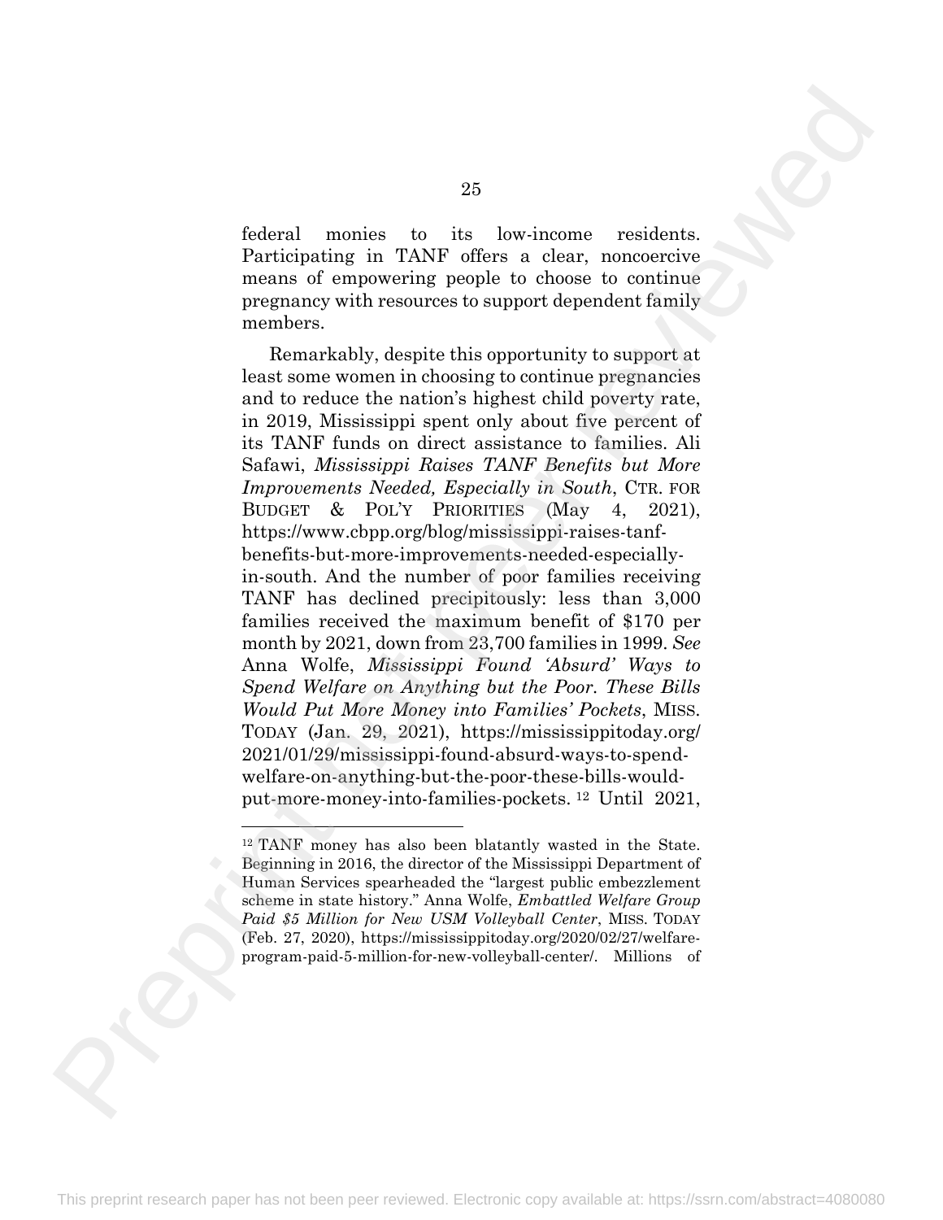federal monies to its low-income residents. Participating in TANF offers a clear, noncoercive means of empowering people to choose to continue pregnancy with resources to support dependent family members.

Remarkably, despite this opportunity to support at least some women in choosing to continue pregnancies and to reduce the nation's highest child poverty rate, in 2019, Mississippi spent only about five percent of its TANF funds on direct assistance to families. Ali Safawi, *Mississippi Raises TANF Benefits but More Improvements Needed, Especially in South*, CTR. FOR BUDGET & POL'Y PRIORITIES (May 4, 2021), https://www.cbpp.org/blog/mississippi-raises-tanf-benefits-but-more-improvements-needed-especially-in-south. And the number of poor families receiving TANF has declined precipitously: less than 3,000 families received the maximum benefit of $170 per month by 2021, down from 23,700 families in 1999. *See* Anna Wolfe, *Mississippi Found 'Absurd' Ways to Spend Welfare on Anything but the Poor. These Bills Would Put More Money into Families' Pockets*, MISS. TODAY (Jan. 29, 2021), https://mississippitoday.org/2021/01/29/mississippi-found-absurd-ways-to-spend-welfare-on-anything-but-the-poor-these-bills-would-put-more-money-into-families-pockets.[12] Until 2021,

[12] TANF money has also been blatantly wasted in the State. Beginning in 2016, the director of the Mississippi Department of Human Services spearheaded the "largest public embezzlement scheme in state history." Anna Wolfe, *Embattled Welfare Group Paid $5 Million for New USM Volleyball Center*, MISS. TODAY (Feb. 27, 2020), https://mississippitoday.org/2020/02/27/welfare-program-paid-5-million-for-new-volleyball-center/. Millions of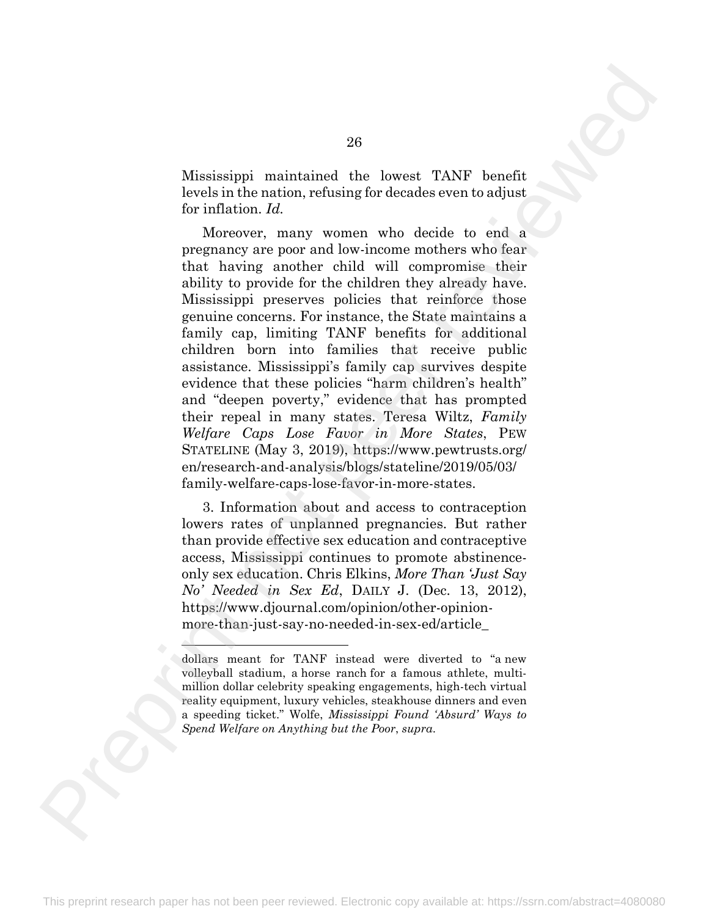Mississippi maintained the lowest TANF benefit levels in the nation, refusing for decades even to adjust for inflation. *Id.*

Moreover, many women who decide to end a pregnancy are poor and low-income mothers who fear that having another child will compromise their ability to provide for the children they already have. Mississippi preserves policies that reinforce those genuine concerns. For instance, the State maintains a family cap, limiting TANF benefits for additional children born into families that receive public assistance. Mississippi's family cap survives despite evidence that these policies "harm children's health" and "deepen poverty," evidence that has prompted their repeal in many states. Teresa Wiltz, *Family Welfare Caps Lose Favor in More States*, PEW STATELINE (May 3, 2019), https://www.pewtrusts.org/en/research-and-analysis/blogs/stateline/2019/05/03/family-welfare-caps-lose-favor-in-more-states.

3. Information about and access to contraception lowers rates of unplanned pregnancies. But rather than provide effective sex education and contraceptive access, Mississippi continues to promote abstinence-only sex education. Chris Elkins, *More Than 'Just Say No' Needed in Sex Ed*, DAILY J. (Dec. 13, 2012), https://www.djournal.com/opinion/other-opinion-more-than-just-say-no-needed-in-sex-ed/article_

---

dollars meant for TANF instead were diverted to "a new volleyball stadium, a horse ranch for a famous athlete, multi-million dollar celebrity speaking engagements, high-tech virtual reality equipment, luxury vehicles, steakhouse dinners and even a speeding ticket." Wolfe, *Mississippi Found 'Absurd' Ways to Spend Welfare on Anything but the Poor*, *supra*.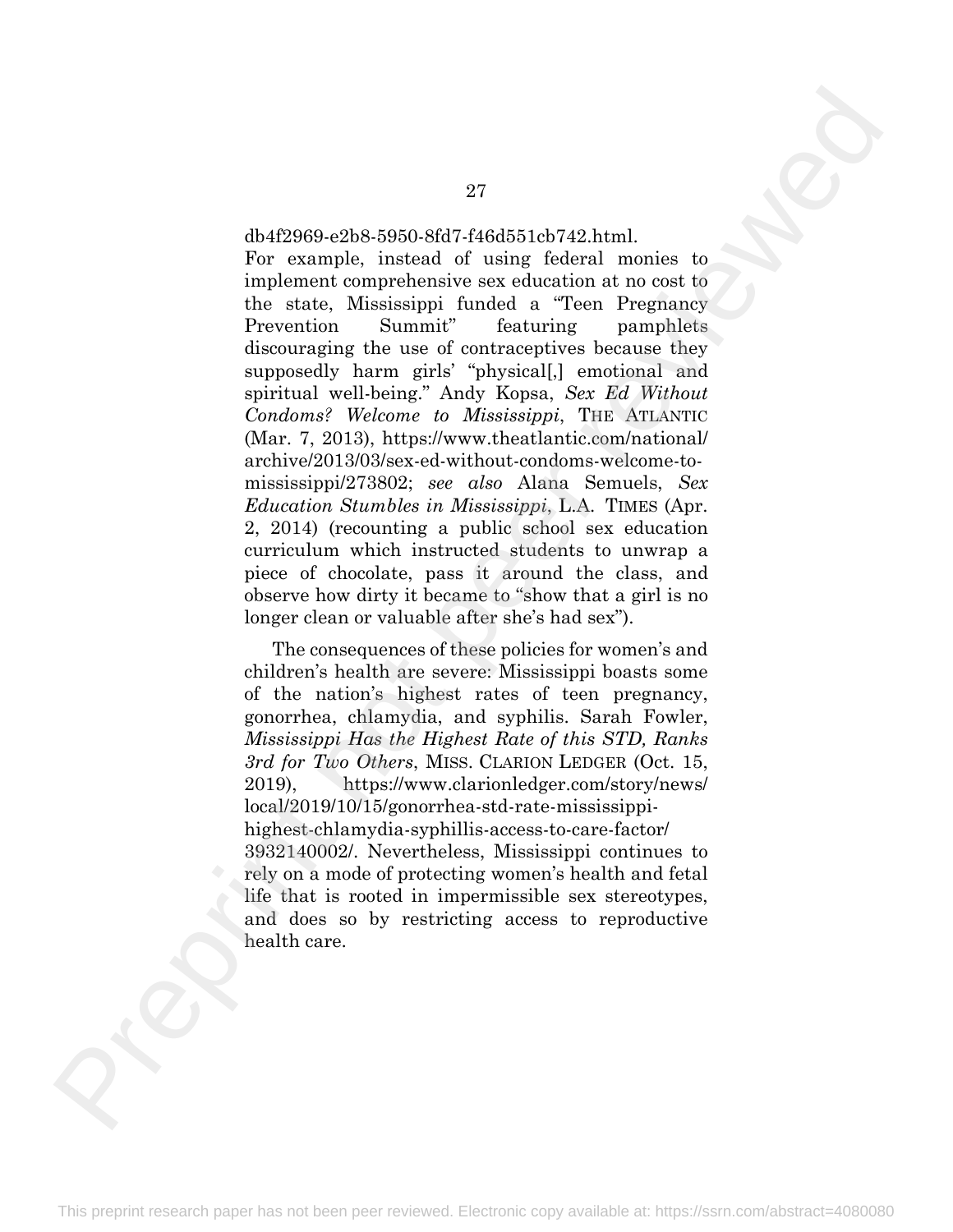db4f2969-e2b8-5950-8fd7-f46d551cb742.html.
For example, instead of using federal monies to implement comprehensive sex education at no cost to the state, Mississippi funded a "Teen Pregnancy Prevention Summit" featuring pamphlets discouraging the use of contraceptives because they supposedly harm girls' "physical[,] emotional and spiritual well-being." Andy Kopsa, *Sex Ed Without Condoms? Welcome to Mississippi*, THE ATLANTIC (Mar. 7, 2013), https://www.theatlantic.com/national/archive/2013/03/sex-ed-without-condoms-welcome-to-mississippi/273802; *see also* Alana Semuels, *Sex Education Stumbles in Mississippi*, L.A. TIMES (Apr. 2, 2014) (recounting a public school sex education curriculum which instructed students to unwrap a piece of chocolate, pass it around the class, and observe how dirty it became to "show that a girl is no longer clean or valuable after she's had sex").

The consequences of these policies for women's and children's health are severe: Mississippi boasts some of the nation's highest rates of teen pregnancy, gonorrhea, chlamydia, and syphilis. Sarah Fowler, *Mississippi Has the Highest Rate of this STD, Ranks 3rd for Two Others*, MISS. CLARION LEDGER (Oct. 15, 2019), https://www.clarionledger.com/story/news/local/2019/10/15/gonorrhea-std-rate-mississippi-highest-chlamydia-syphillis-access-to-care-factor/3932140002/. Nevertheless, Mississippi continues to rely on a mode of protecting women's health and fetal life that is rooted in impermissible sex stereotypes, and does so by restricting access to reproductive health care.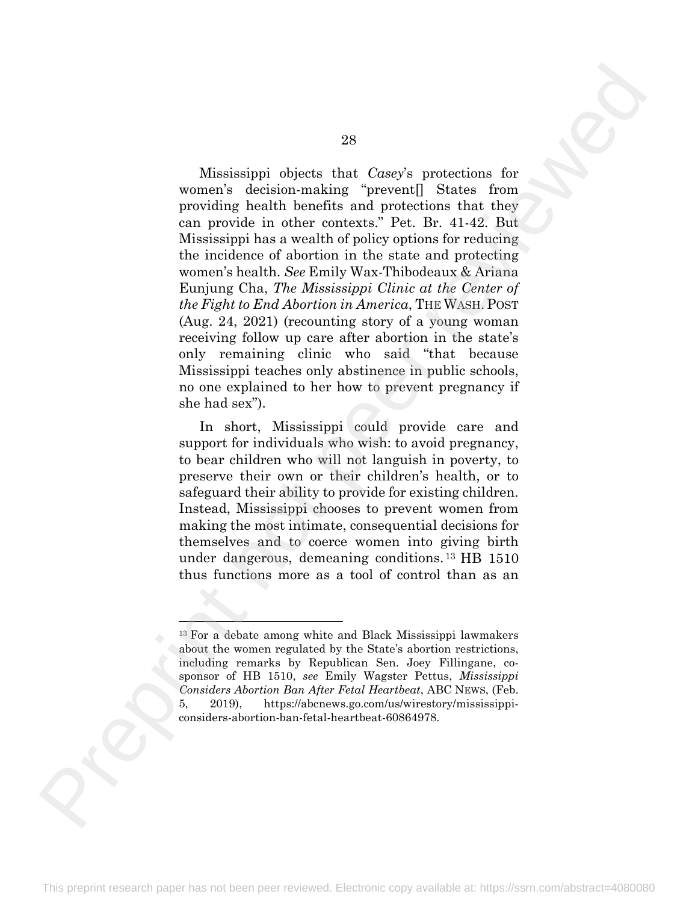Mississippi objects that *Casey*'s protections for women's decision-making "prevent[] States from providing health benefits and protections that they can provide in other contexts." Pet. Br. 41-42. But Mississippi has a wealth of policy options for reducing the incidence of abortion in the state and protecting women's health. *See* Emily Wax-Thibodeaux & Ariana Eunjung Cha, *The Mississippi Clinic at the Center of the Fight to End Abortion in America*, THE WASH. POST (Aug. 24, 2021) (recounting story of a young woman receiving follow up care after abortion in the state's only remaining clinic who said "that because Mississippi teaches only abstinence in public schools, no one explained to her how to prevent pregnancy if she had sex").

In short, Mississippi could provide care and support for individuals who wish: to avoid pregnancy, to bear children who will not languish in poverty, to preserve their own or their children's health, or to safeguard their ability to provide for existing children. Instead, Mississippi chooses to prevent women from making the most intimate, consequential decisions for themselves and to coerce women into giving birth under dangerous, demeaning conditions.[13] HB 1510 thus functions more as a tool of control than as an

---

[13] For a debate among white and Black Mississippi lawmakers about the women regulated by the State's abortion restrictions, including remarks by Republican Sen. Joey Fillingane, co-sponsor of HB 1510, *see* Emily Wagster Pettus, *Mississippi Considers Abortion Ban After Fetal Heartbeat*, ABC NEWS, (Feb. 5, 2019), https://abcnews.go.com/us/wirestory/mississippi-considers-abortion-ban-fetal-heartbeat-60864978.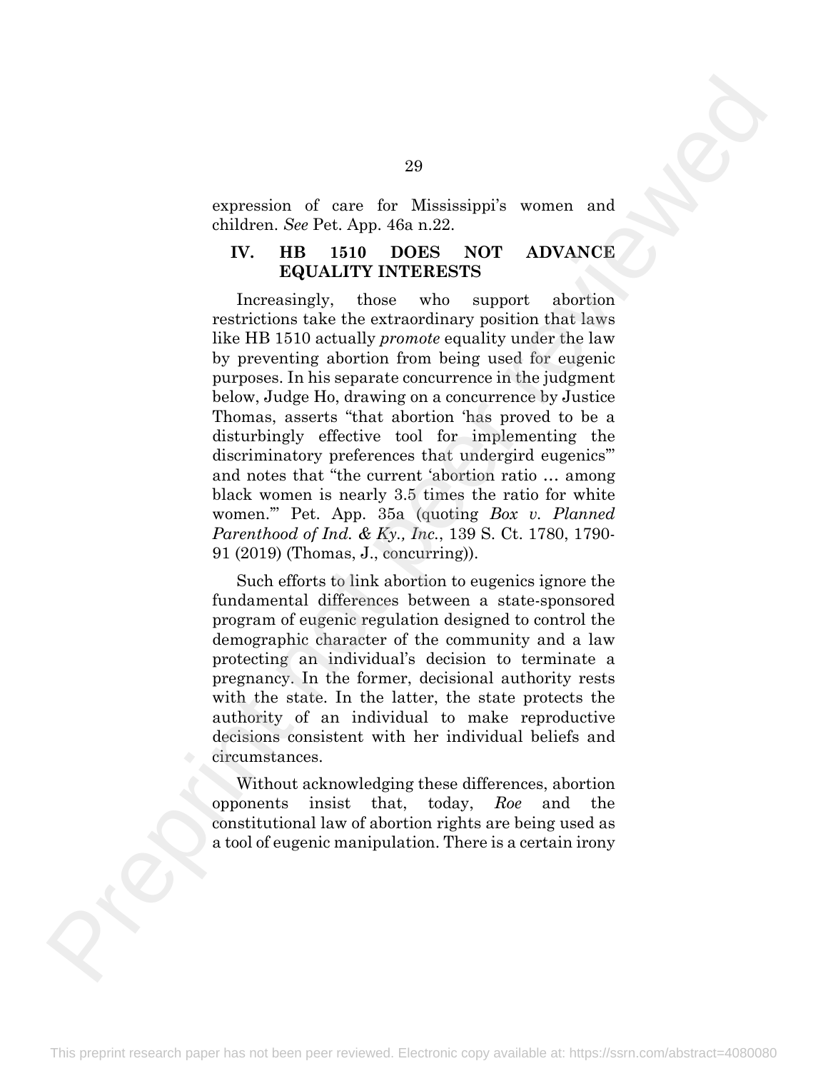expression of care for Mississippi's women and children. *See* Pet. App. 46a n.22.

## IV. HB 1510 DOES NOT ADVANCE EQUALITY INTERESTS

Increasingly, those who support abortion restrictions take the extraordinary position that laws like HB 1510 actually *promote* equality under the law by preventing abortion from being used for eugenic purposes. In his separate concurrence in the judgment below, Judge Ho, drawing on a concurrence by Justice Thomas, asserts "that abortion 'has proved to be a disturbingly effective tool for implementing the discriminatory preferences that undergird eugenics'" and notes that "the current 'abortion ratio … among black women is nearly 3.5 times the ratio for white women.'" Pet. App. 35a (quoting *Box v. Planned Parenthood of Ind. & Ky., Inc.*, 139 S. Ct. 1780, 1790-91 (2019) (Thomas, J., concurring)).

Such efforts to link abortion to eugenics ignore the fundamental differences between a state-sponsored program of eugenic regulation designed to control the demographic character of the community and a law protecting an individual's decision to terminate a pregnancy. In the former, decisional authority rests with the state. In the latter, the state protects the authority of an individual to make reproductive decisions consistent with her individual beliefs and circumstances.

Without acknowledging these differences, abortion opponents insist that, today, *Roe* and the constitutional law of abortion rights are being used as a tool of eugenic manipulation. There is a certain irony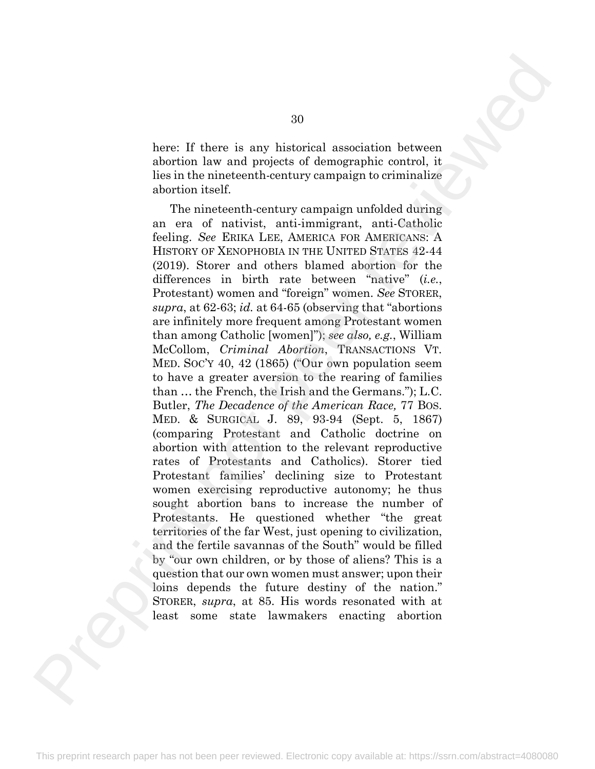here: If there is any historical association between abortion law and projects of demographic control, it lies in the nineteenth-century campaign to criminalize abortion itself.

The nineteenth-century campaign unfolded during an era of nativist, anti-immigrant, anti-Catholic feeling. *See* ERIKA LEE, AMERICA FOR AMERICANS: A HISTORY OF XENOPHOBIA IN THE UNITED STATES 42-44 (2019). Storer and others blamed abortion for the differences in birth rate between "native" (*i.e.*, Protestant) women and "foreign" women. *See* STORER, *supra*, at 62-63; *id.* at 64-65 (observing that "abortions are infinitely more frequent among Protestant women than among Catholic [women]"); *see also, e.g.*, William McCollom, *Criminal Abortion*, TRANSACTIONS VT. MED. SOC'Y 40, 42 (1865) ("Our own population seem to have a greater aversion to the rearing of families than … the French, the Irish and the Germans."); L.C. Butler, *The Decadence of the American Race,* 77 BOS. MED. & SURGICAL J. 89, 93-94 (Sept. 5, 1867) (comparing Protestant and Catholic doctrine on abortion with attention to the relevant reproductive rates of Protestants and Catholics). Storer tied Protestant families' declining size to Protestant women exercising reproductive autonomy; he thus sought abortion bans to increase the number of Protestants. He questioned whether "the great territories of the far West, just opening to civilization, and the fertile savannas of the South" would be filled by "our own children, or by those of aliens? This is a question that our own women must answer; upon their loins depends the future destiny of the nation." STORER, *supra*, at 85. His words resonated with at least some state lawmakers enacting abortion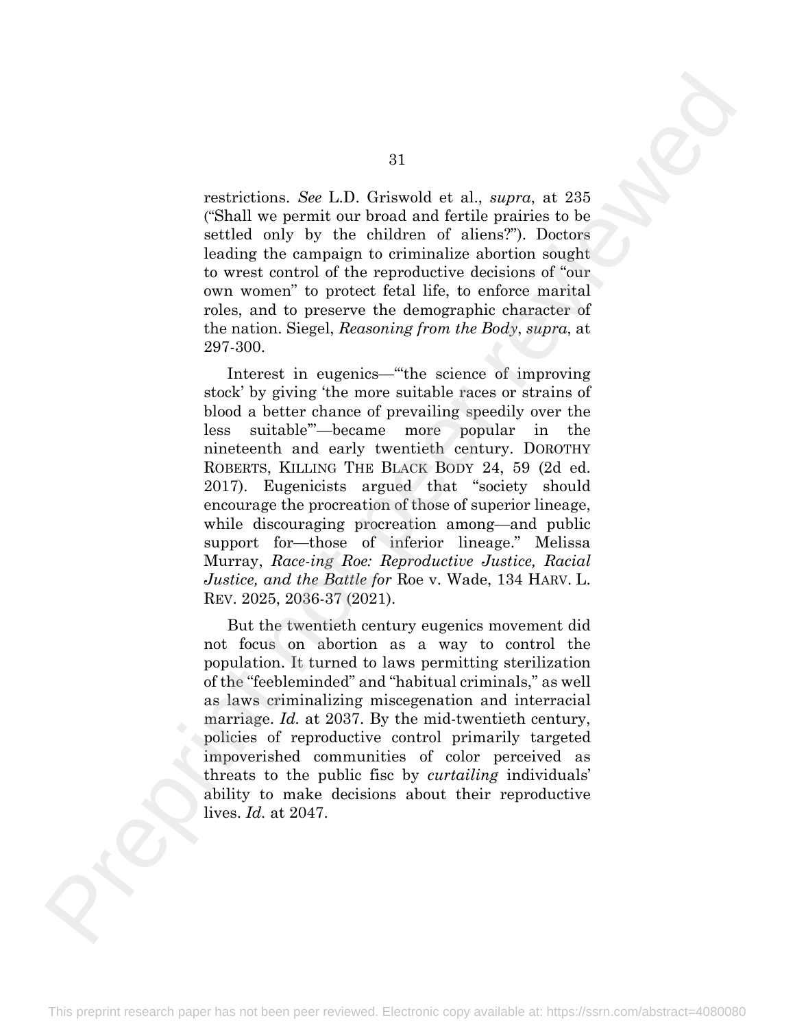restrictions. *See* L.D. Griswold et al., *supra*, at 235 ("Shall we permit our broad and fertile prairies to be settled only by the children of aliens?"). Doctors leading the campaign to criminalize abortion sought to wrest control of the reproductive decisions of "our own women" to protect fetal life, to enforce marital roles, and to preserve the demographic character of the nation. Siegel, *Reasoning from the Body*, *supra*, at 297-300.

Interest in eugenics—"'the science of improving stock' by giving 'the more suitable races or strains of blood a better chance of prevailing speedily over the less suitable'"—became more popular in the nineteenth and early twentieth century. DOROTHY ROBERTS, KILLING THE BLACK BODY 24, 59 (2d ed. 2017). Eugenicists argued that "society should encourage the procreation of those of superior lineage, while discouraging procreation among—and public support for—those of inferior lineage." Melissa Murray, *Race-ing Roe: Reproductive Justice, Racial Justice, and the Battle for* Roe v. Wade, 134 HARV. L. REV. 2025, 2036-37 (2021).

But the twentieth century eugenics movement did not focus on abortion as a way to control the population. It turned to laws permitting sterilization of the "feebleminded" and "habitual criminals," as well as laws criminalizing miscegenation and interracial marriage. *Id.* at 2037. By the mid-twentieth century, policies of reproductive control primarily targeted impoverished communities of color perceived as threats to the public fisc by *curtailing* individuals' ability to make decisions about their reproductive lives. *Id.* at 2047.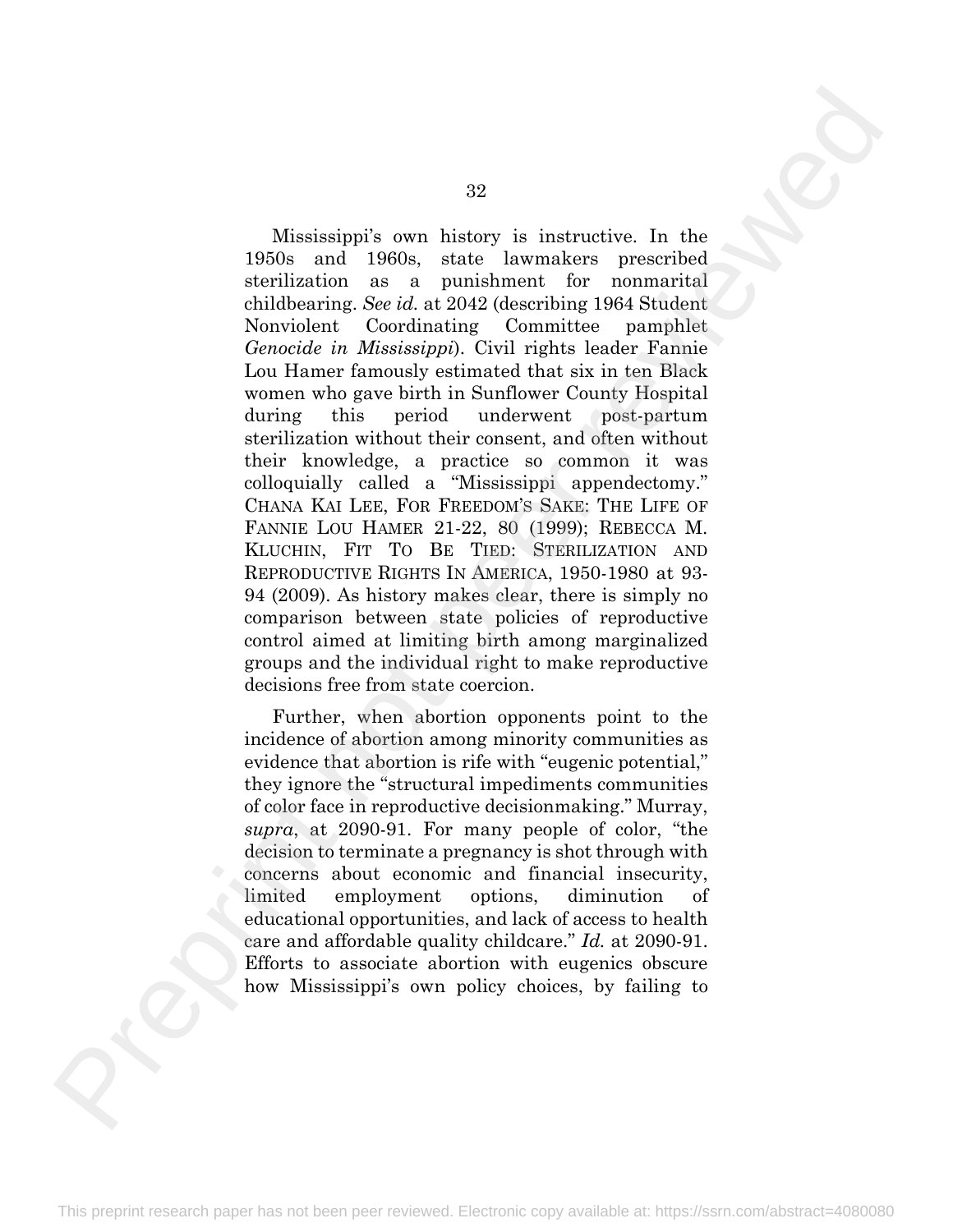Mississippi's own history is instructive. In the 1950s and 1960s, state lawmakers prescribed sterilization as a punishment for nonmarital childbearing. *See id.* at 2042 (describing 1964 Student Nonviolent Coordinating Committee pamphlet *Genocide in Mississippi*). Civil rights leader Fannie Lou Hamer famously estimated that six in ten Black women who gave birth in Sunflower County Hospital during this period underwent post-partum sterilization without their consent, and often without their knowledge, a practice so common it was colloquially called a "Mississippi appendectomy." CHANA KAI LEE, FOR FREEDOM'S SAKE: THE LIFE OF FANNIE LOU HAMER 21-22, 80 (1999); REBECCA M. KLUCHIN, FIT TO BE TIED: STERILIZATION AND REPRODUCTIVE RIGHTS IN AMERICA, 1950-1980 at 93-94 (2009). As history makes clear, there is simply no comparison between state policies of reproductive control aimed at limiting birth among marginalized groups and the individual right to make reproductive decisions free from state coercion.

Further, when abortion opponents point to the incidence of abortion among minority communities as evidence that abortion is rife with "eugenic potential," they ignore the "structural impediments communities of color face in reproductive decisionmaking." Murray, *supra*, at 2090-91. For many people of color, "the decision to terminate a pregnancy is shot through with concerns about economic and financial insecurity, limited employment options, diminution of educational opportunities, and lack of access to health care and affordable quality childcare." *Id.* at 2090-91. Efforts to associate abortion with eugenics obscure how Mississippi's own policy choices, by failing to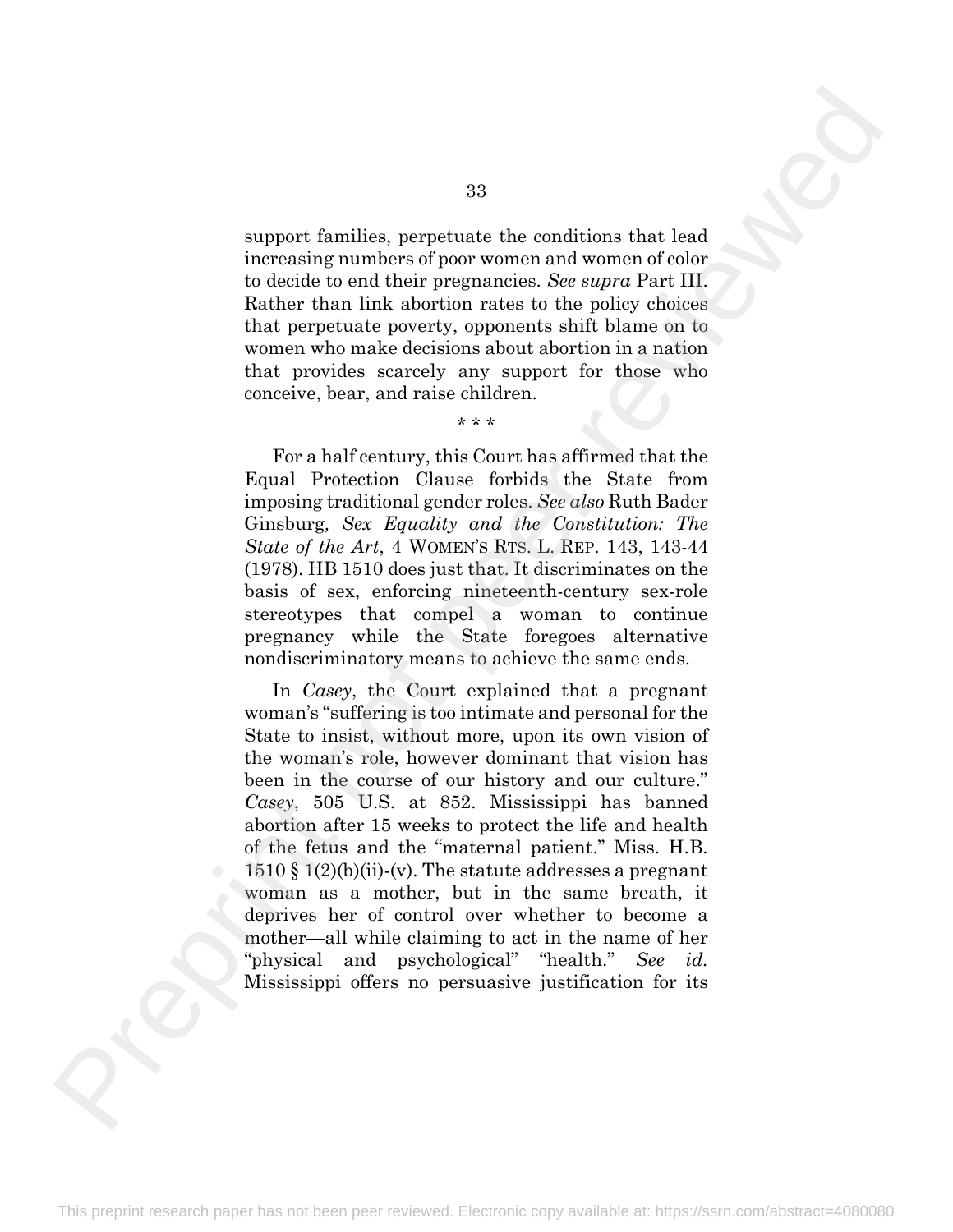support families, perpetuate the conditions that lead increasing numbers of poor women and women of color to decide to end their pregnancies. *See supra* Part III. Rather than link abortion rates to the policy choices that perpetuate poverty, opponents shift blame on to women who make decisions about abortion in a nation that provides scarcely any support for those who conceive, bear, and raise children.

\* \* \*

For a half century, this Court has affirmed that the Equal Protection Clause forbids the State from imposing traditional gender roles. *See also* Ruth Bader Ginsburg, *Sex Equality and the Constitution: The State of the Art*, 4 WOMEN'S RTS. L. REP. 143, 143-44 (1978). HB 1510 does just that. It discriminates on the basis of sex, enforcing nineteenth-century sex-role stereotypes that compel a woman to continue pregnancy while the State foregoes alternative nondiscriminatory means to achieve the same ends.

In *Casey*, the Court explained that a pregnant woman's "suffering is too intimate and personal for the State to insist, without more, upon its own vision of the woman's role, however dominant that vision has been in the course of our history and our culture." *Casey*, 505 U.S. at 852. Mississippi has banned abortion after 15 weeks to protect the life and health of the fetus and the "maternal patient." Miss. H.B. 1510 § 1(2)(b)(ii)-(v). The statute addresses a pregnant woman as a mother, but in the same breath, it deprives her of control over whether to become a mother—all while claiming to act in the name of her "physical and psychological" "health." *See id.* Mississippi offers no persuasive justification for its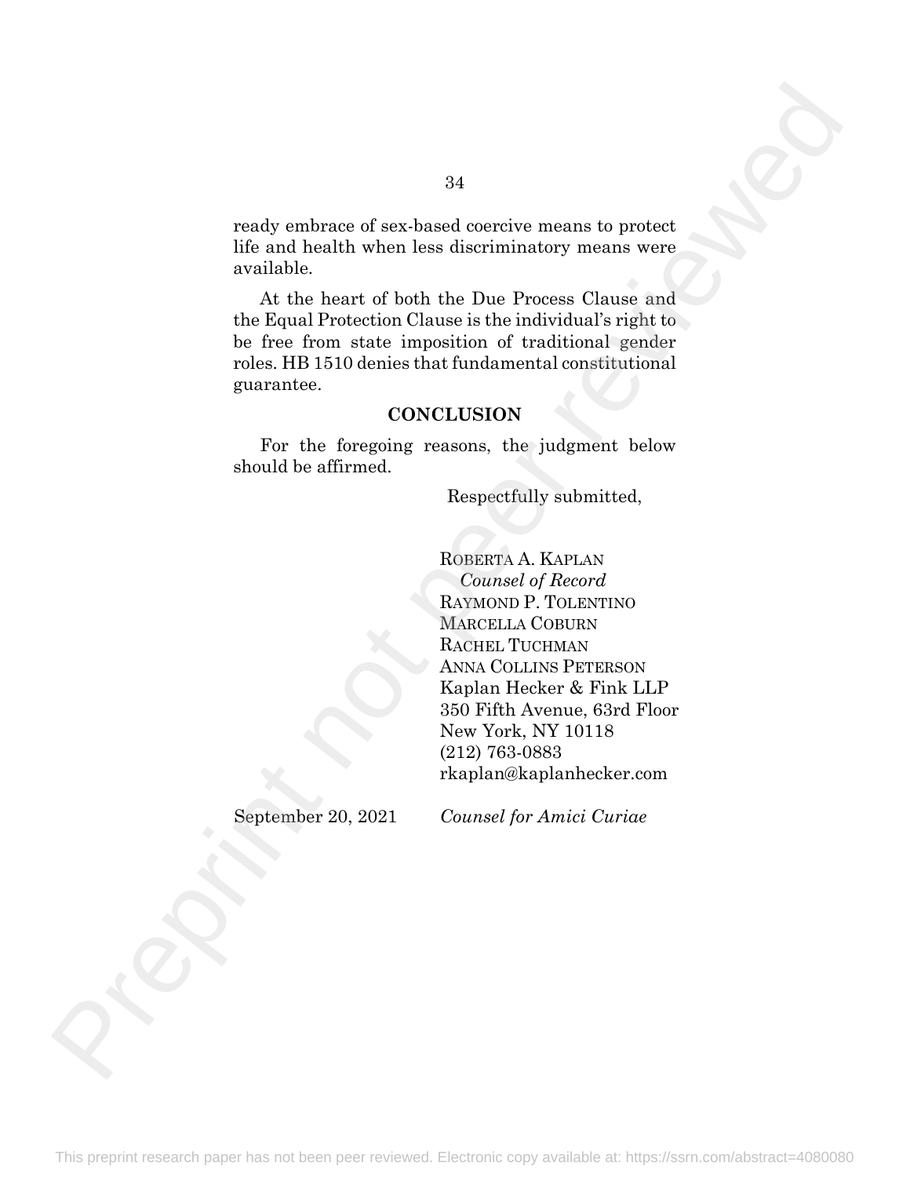ready embrace of sex-based coercive means to protect life and health when less discriminatory means were available.

At the heart of both the Due Process Clause and the Equal Protection Clause is the individual's right to be free from state imposition of traditional gender roles. HB 1510 denies that fundamental constitutional guarantee.

## CONCLUSION

For the foregoing reasons, the judgment below should be affirmed.

Respectfully submitted,

ROBERTA A. KAPLAN
*Counsel of Record*
RAYMOND P. TOLENTINO
MARCELLA COBURN
RACHEL TUCHMAN
ANNA COLLINS PETERSON
Kaplan Hecker & Fink LLP
350 Fifth Avenue, 63rd Floor
New York, NY 10118
(212) 763-0883
rkaplan@kaplanhecker.com

September 20, 2021

*Counsel for Amici Curiae*